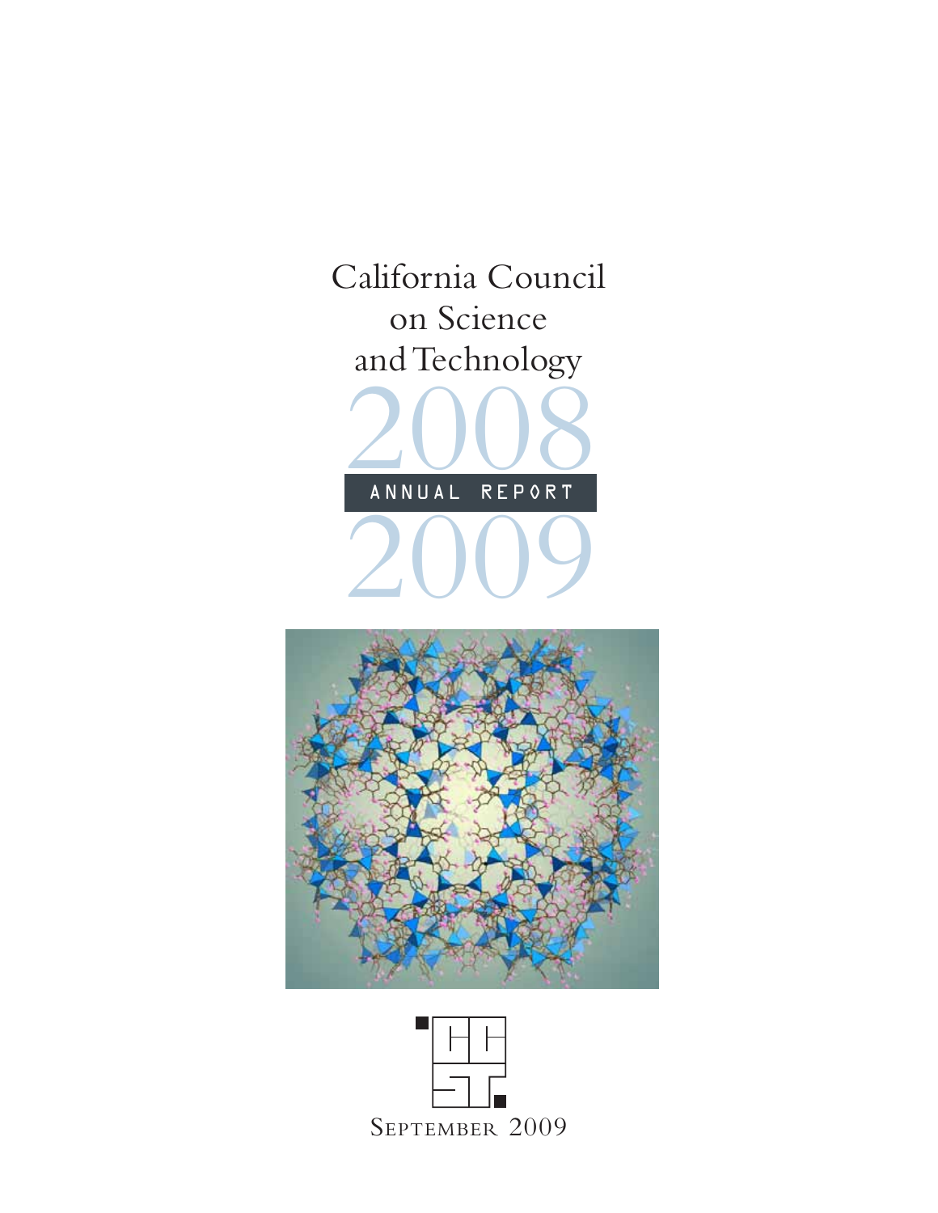# California Council on Science and Technology

# 2008 ANNUAL REPORT 2009

September 2009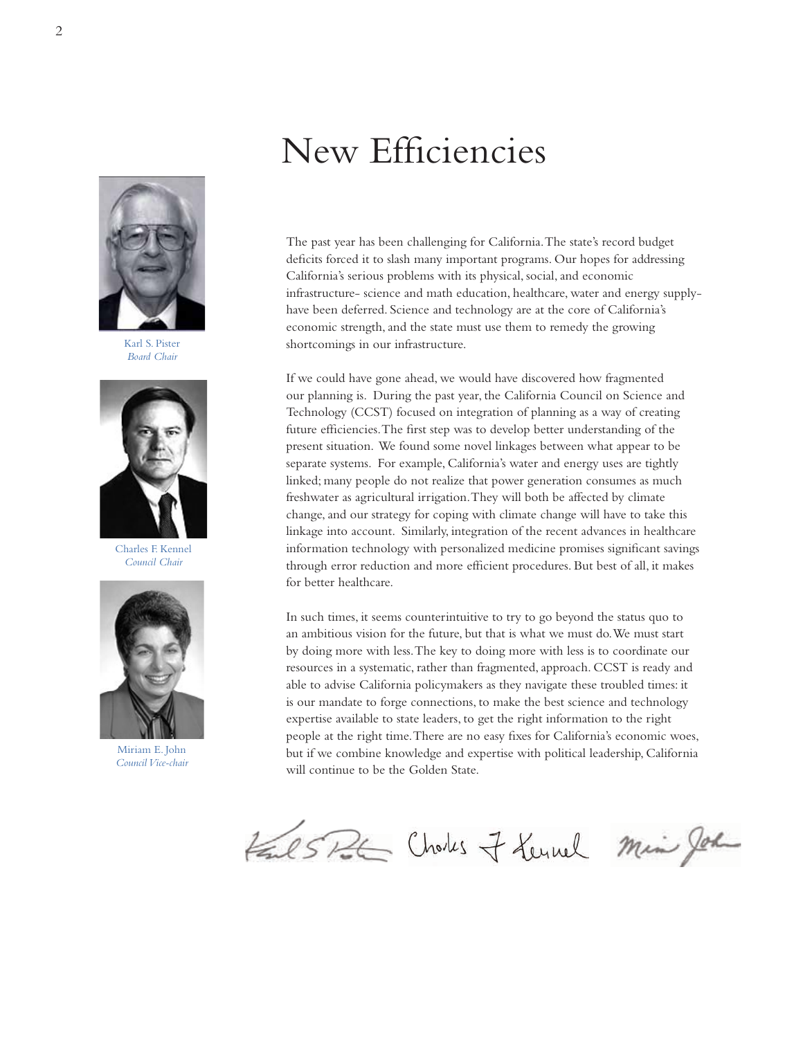# New Efficiencies

Karl S. Pister
*Board Chair*

Charles F. Kennel
*Council Chair*

Miriam E. John
*Council Vice-chair*

The past year has been challenging for California. The state's record budget deficits forced it to slash many important programs. Our hopes for addressing California's serious problems with its physical, social, and economic infrastructure- science and math education, healthcare, water and energy supply- have been deferred. Science and technology are at the core of California's economic strength, and the state must use them to remedy the growing shortcomings in our infrastructure.

If we could have gone ahead, we would have discovered how fragmented our planning is. During the past year, the California Council on Science and Technology (CCST) focused on integration of planning as a way of creating future efficiencies. The first step was to develop better understanding of the present situation. We found some novel linkages between what appear to be separate systems. For example, California's water and energy uses are tightly linked; many people do not realize that power generation consumes as much freshwater as agricultural irrigation. They will both be affected by climate change, and our strategy for coping with climate change will have to take this linkage into account. Similarly, integration of the recent advances in healthcare information technology with personalized medicine promises significant savings through error reduction and more efficient procedures. But best of all, it makes for better healthcare.

In such times, it seems counterintuitive to try to go beyond the status quo to an ambitious vision for the future, but that is what we must do. We must start by doing more with less. The key to doing more with less is to coordinate our resources in a systematic, rather than fragmented, approach. CCST is ready and able to advise California policymakers as they navigate these troubled times: it is our mandate to forge connections, to make the best science and technology expertise available to state leaders, to get the right information to the right people at the right time. There are no easy fixes for California's economic woes, but if we combine knowledge and expertise with political leadership, California will continue to be the Golden State.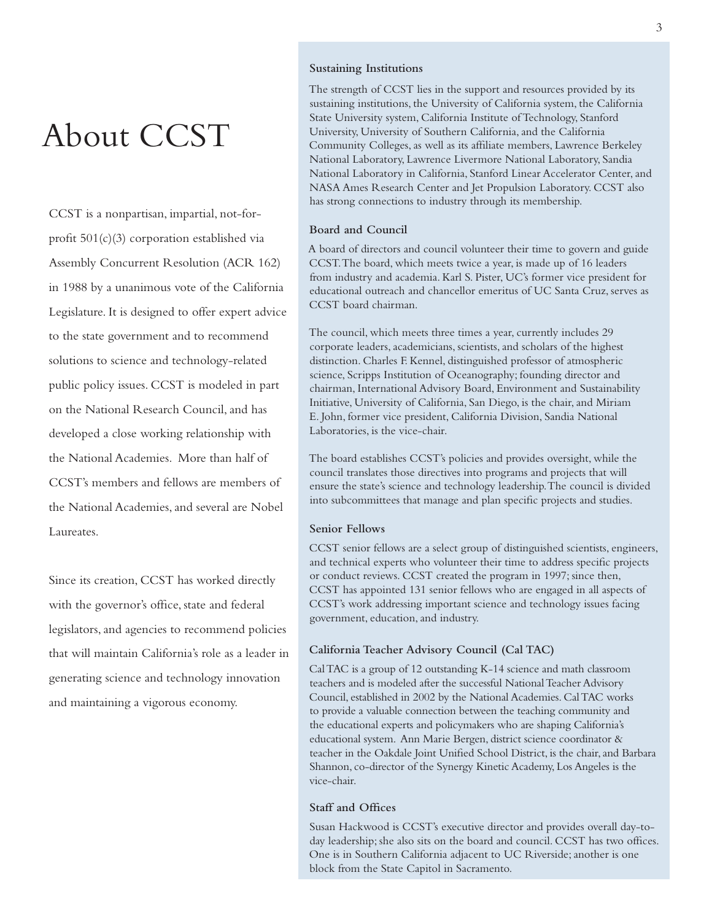# About CCST

CCST is a nonpartisan, impartial, not-for-profit 501(c)(3) corporation established via Assembly Concurrent Resolution (ACR 162) in 1988 by a unanimous vote of the California Legislature. It is designed to offer expert advice to the state government and to recommend solutions to science and technology-related public policy issues. CCST is modeled in part on the National Research Council, and has developed a close working relationship with the National Academies. More than half of CCST's members and fellows are members of the National Academies, and several are Nobel Laureates.

Since its creation, CCST has worked directly with the governor's office, state and federal legislators, and agencies to recommend policies that will maintain California's role as a leader in generating science and technology innovation and maintaining a vigorous economy.

**Sustaining Institutions**

The strength of CCST lies in the support and resources provided by its sustaining institutions, the University of California system, the California State University system, California Institute of Technology, Stanford University, University of Southern California, and the California Community Colleges, as well as its affiliate members, Lawrence Berkeley National Laboratory, Lawrence Livermore National Laboratory, Sandia National Laboratory in California, Stanford Linear Accelerator Center, and NASA Ames Research Center and Jet Propulsion Laboratory. CCST also has strong connections to industry through its membership.

**Board and Council**

A board of directors and council volunteer their time to govern and guide CCST. The board, which meets twice a year, is made up of 16 leaders from industry and academia. Karl S. Pister, UC's former vice president for educational outreach and chancellor emeritus of UC Santa Cruz, serves as CCST board chairman.

The council, which meets three times a year, currently includes 29 corporate leaders, academicians, scientists, and scholars of the highest distinction. Charles F. Kennel, distinguished professor of atmospheric science, Scripps Institution of Oceanography; founding director and chairman, International Advisory Board, Environment and Sustainability Initiative, University of California, San Diego, is the chair, and Miriam E. John, former vice president, California Division, Sandia National Laboratories, is the vice-chair.

The board establishes CCST's policies and provides oversight, while the council translates those directives into programs and projects that will ensure the state's science and technology leadership. The council is divided into subcommittees that manage and plan specific projects and studies.

**Senior Fellows**

CCST senior fellows are a select group of distinguished scientists, engineers, and technical experts who volunteer their time to address specific projects or conduct reviews. CCST created the program in 1997; since then, CCST has appointed 131 senior fellows who are engaged in all aspects of CCST's work addressing important science and technology issues facing government, education, and industry.

**California Teacher Advisory Council (Cal TAC)**

Cal TAC is a group of 12 outstanding K-14 science and math classroom teachers and is modeled after the successful National Teacher Advisory Council, established in 2002 by the National Academies. Cal TAC works to provide a valuable connection between the teaching community and the educational experts and policymakers who are shaping California's educational system. Ann Marie Bergen, district science coordinator & teacher in the Oakdale Joint Unified School District, is the chair, and Barbara Shannon, co-director of the Synergy Kinetic Academy, Los Angeles is the vice-chair.

**Staff and Offices**

Susan Hackwood is CCST's executive director and provides overall day-to-day leadership; she also sits on the board and council. CCST has two offices. One is in Southern California adjacent to UC Riverside; another is one block from the State Capitol in Sacramento.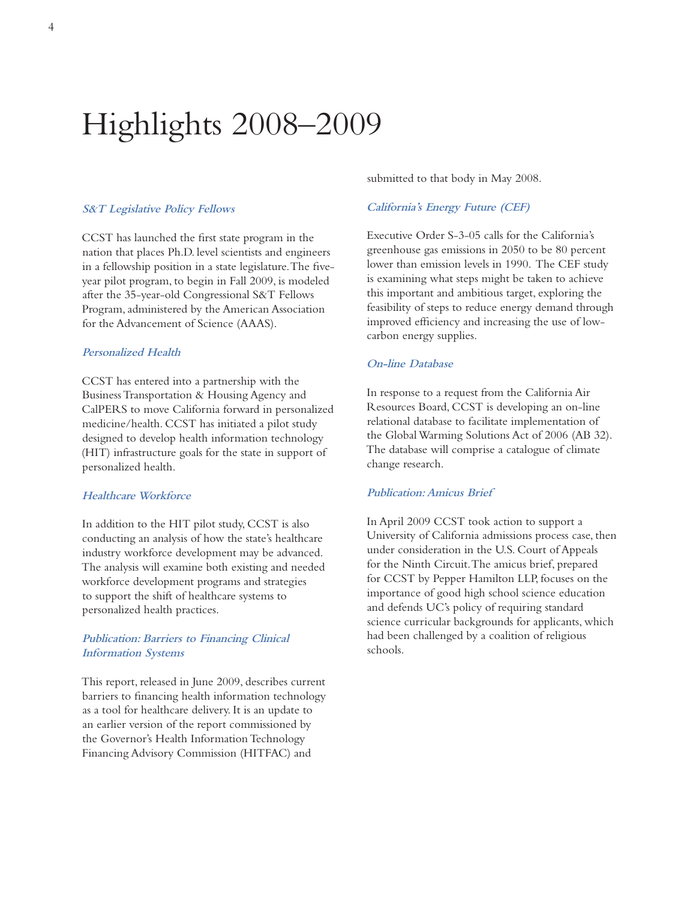# Highlights 2008–2009

### *S&T Legislative Policy Fellows*

CCST has launched the first state program in the nation that places Ph.D. level scientists and engineers in a fellowship position in a state legislature. The five-year pilot program, to begin in Fall 2009, is modeled after the 35-year-old Congressional S&T Fellows Program, administered by the American Association for the Advancement of Science (AAAS).

### *Personalized Health*

CCST has entered into a partnership with the Business Transportation & Housing Agency and CalPERS to move California forward in personalized medicine/health. CCST has initiated a pilot study designed to develop health information technology (HIT) infrastructure goals for the state in support of personalized health.

### *Healthcare Workforce*

In addition to the HIT pilot study, CCST is also conducting an analysis of how the state's healthcare industry workforce development may be advanced. The analysis will examine both existing and needed workforce development programs and strategies to support the shift of healthcare systems to personalized health practices.

### *Publication: Barriers to Financing Clinical Information Systems*

This report, released in June 2009, describes current barriers to financing health information technology as a tool for healthcare delivery. It is an update to an earlier version of the report commissioned by the Governor's Health Information Technology Financing Advisory Commission (HITFAC) and submitted to that body in May 2008.

### *California's Energy Future (CEF)*

Executive Order S-3-05 calls for the California's greenhouse gas emissions in 2050 to be 80 percent lower than emission levels in 1990. The CEF study is examining what steps might be taken to achieve this important and ambitious target, exploring the feasibility of steps to reduce energy demand through improved efficiency and increasing the use of low-carbon energy supplies.

### *On-line Database*

In response to a request from the California Air Resources Board, CCST is developing an on-line relational database to facilitate implementation of the Global Warming Solutions Act of 2006 (AB 32). The database will comprise a catalogue of climate change research.

### *Publication: Amicus Brief*

In April 2009 CCST took action to support a University of California admissions process case, then under consideration in the U.S. Court of Appeals for the Ninth Circuit. The amicus brief, prepared for CCST by Pepper Hamilton LLP, focuses on the importance of good high school science education and defends UC's policy of requiring standard science curricular backgrounds for applicants, which had been challenged by a coalition of religious schools.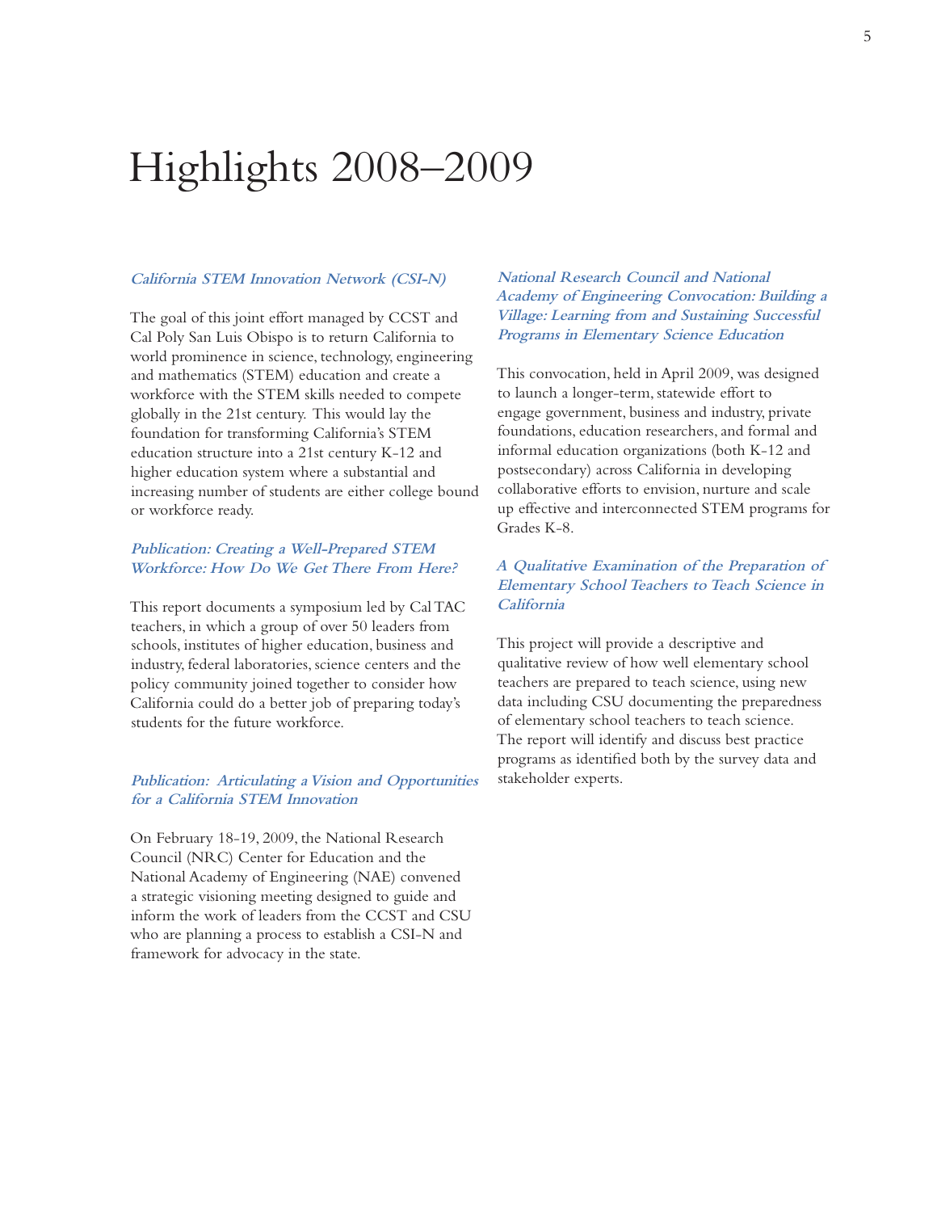# Highlights 2008–2009

### *California STEM Innovation Network (CSI-N)*

The goal of this joint effort managed by CCST and Cal Poly San Luis Obispo is to return California to world prominence in science, technology, engineering and mathematics (STEM) education and create a workforce with the STEM skills needed to compete globally in the 21st century. This would lay the foundation for transforming California's STEM education structure into a 21st century K-12 and higher education system where a substantial and increasing number of students are either college bound or workforce ready.

### *Publication: Creating a Well-Prepared STEM Workforce: How Do We Get There From Here?*

This report documents a symposium led by Cal TAC teachers, in which a group of over 50 leaders from schools, institutes of higher education, business and industry, federal laboratories, science centers and the policy community joined together to consider how California could do a better job of preparing today's students for the future workforce.

### *Publication: Articulating a Vision and Opportunities for a California STEM Innovation*

On February 18-19, 2009, the National Research Council (NRC) Center for Education and the National Academy of Engineering (NAE) convened a strategic visioning meeting designed to guide and inform the work of leaders from the CCST and CSU who are planning a process to establish a CSI-N and framework for advocacy in the state.

### *National Research Council and National Academy of Engineering Convocation: Building a Village: Learning from and Sustaining Successful Programs in Elementary Science Education*

This convocation, held in April 2009, was designed to launch a longer-term, statewide effort to engage government, business and industry, private foundations, education researchers, and formal and informal education organizations (both K-12 and postsecondary) across California in developing collaborative efforts to envision, nurture and scale up effective and interconnected STEM programs for Grades K-8.

### *A Qualitative Examination of the Preparation of Elementary School Teachers to Teach Science in California*

This project will provide a descriptive and qualitative review of how well elementary school teachers are prepared to teach science, using new data including CSU documenting the preparedness of elementary school teachers to teach science. The report will identify and discuss best practice programs as identified both by the survey data and stakeholder experts.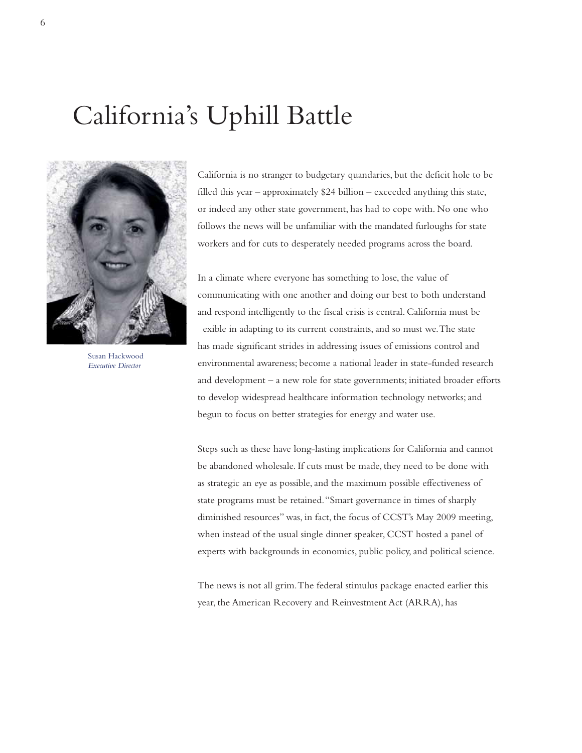# California's Uphill Battle

Susan Hackwood
*Executive Director*

California is no stranger to budgetary quandaries, but the deficit hole to be filled this year – approximately $24 billion – exceeded anything this state, or indeed any other state government, has had to cope with. No one who follows the news will be unfamiliar with the mandated furloughs for state workers and for cuts to desperately needed programs across the board.

In a climate where everyone has something to lose, the value of communicating with one another and doing our best to both understand and respond intelligently to the fiscal crisis is central. California must be exible in adapting to its current constraints, and so must we. The state has made significant strides in addressing issues of emissions control and environmental awareness; become a national leader in state-funded research and development – a new role for state governments; initiated broader efforts to develop widespread healthcare information technology networks; and begun to focus on better strategies for energy and water use.

Steps such as these have long-lasting implications for California and cannot be abandoned wholesale. If cuts must be made, they need to be done with as strategic an eye as possible, and the maximum possible effectiveness of state programs must be retained. "Smart governance in times of sharply diminished resources" was, in fact, the focus of CCST's May 2009 meeting, when instead of the usual single dinner speaker, CCST hosted a panel of experts with backgrounds in economics, public policy, and political science.

The news is not all grim. The federal stimulus package enacted earlier this year, the American Recovery and Reinvestment Act (ARRA), has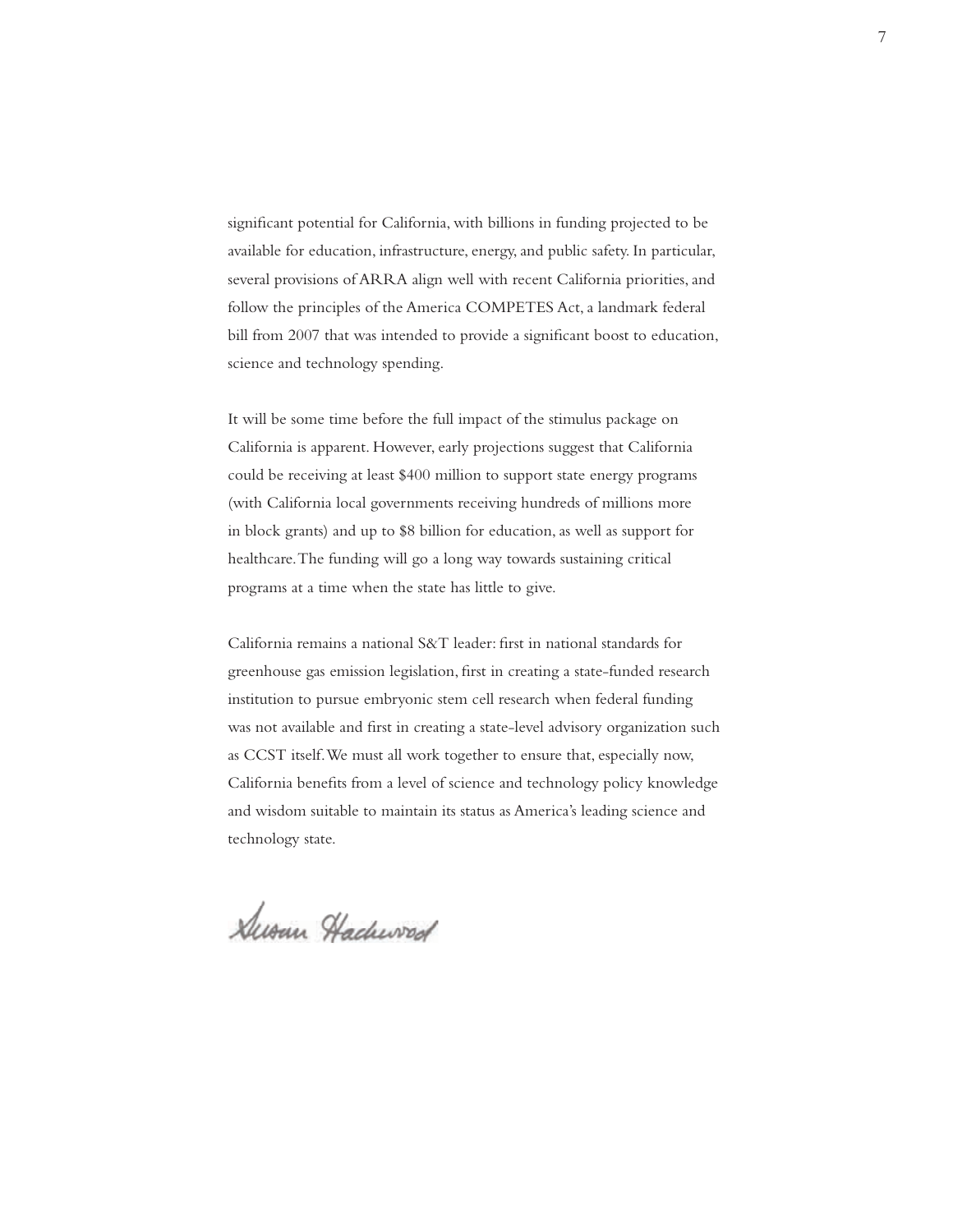significant potential for California, with billions in funding projected to be available for education, infrastructure, energy, and public safety. In particular, several provisions of ARRA align well with recent California priorities, and follow the principles of the America COMPETES Act, a landmark federal bill from 2007 that was intended to provide a significant boost to education, science and technology spending.

It will be some time before the full impact of the stimulus package on California is apparent. However, early projections suggest that California could be receiving at least $400 million to support state energy programs (with California local governments receiving hundreds of millions more in block grants) and up to $8 billion for education, as well as support for healthcare. The funding will go a long way towards sustaining critical programs at a time when the state has little to give.

California remains a national S&T leader: first in national standards for greenhouse gas emission legislation, first in creating a state-funded research institution to pursue embryonic stem cell research when federal funding was not available and first in creating a state-level advisory organization such as CCST itself. We must all work together to ensure that, especially now, California benefits from a level of science and technology policy knowledge and wisdom suitable to maintain its status as America's leading science and technology state.

Susan Hackwood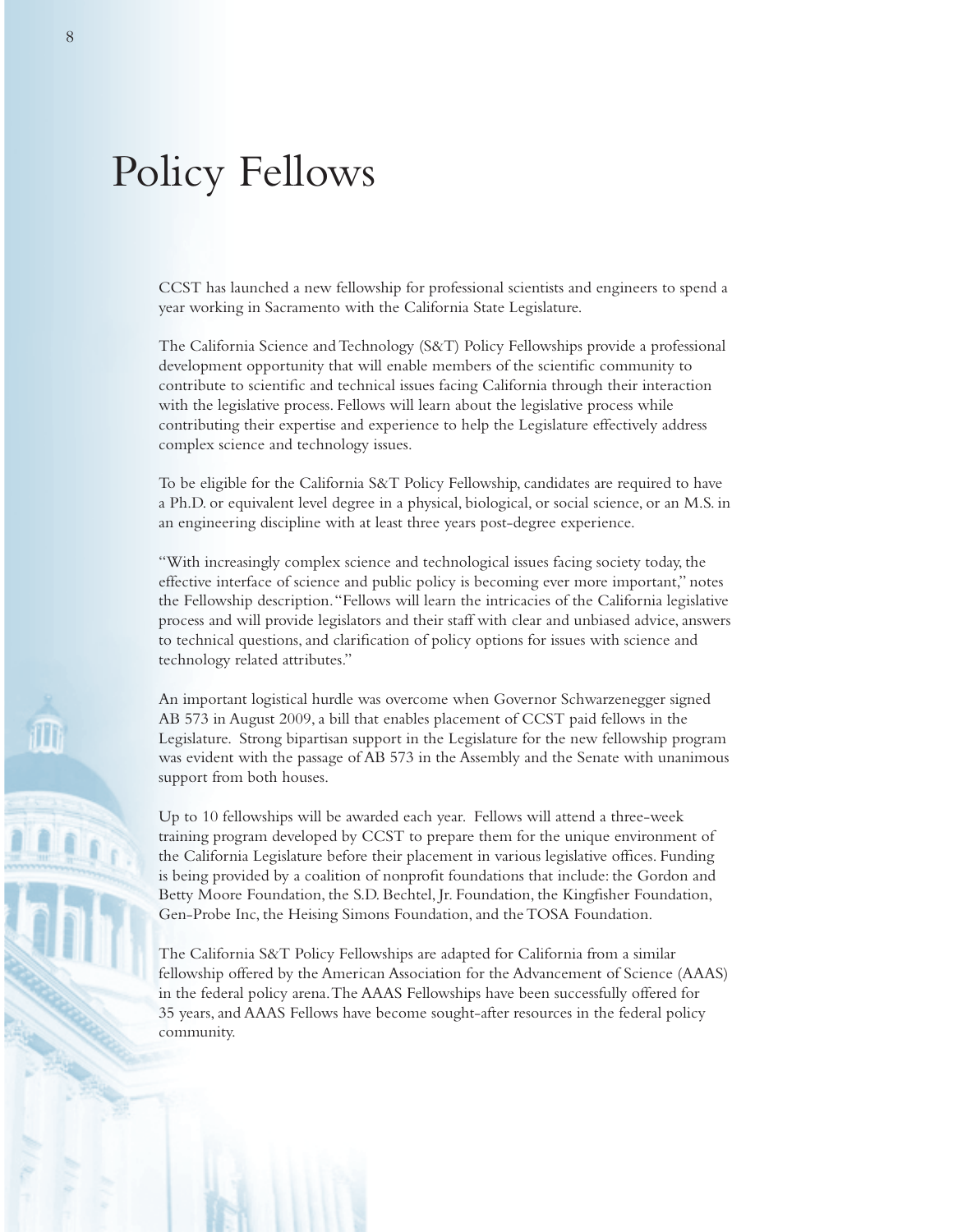# Policy Fellows

CCST has launched a new fellowship for professional scientists and engineers to spend a year working in Sacramento with the California State Legislature.

The California Science and Technology (S&T) Policy Fellowships provide a professional development opportunity that will enable members of the scientific community to contribute to scientific and technical issues facing California through their interaction with the legislative process. Fellows will learn about the legislative process while contributing their expertise and experience to help the Legislature effectively address complex science and technology issues.

To be eligible for the California S&T Policy Fellowship, candidates are required to have a Ph.D. or equivalent level degree in a physical, biological, or social science, or an M.S. in an engineering discipline with at least three years post-degree experience.

"With increasingly complex science and technological issues facing society today, the effective interface of science and public policy is becoming ever more important," notes the Fellowship description. "Fellows will learn the intricacies of the California legislative process and will provide legislators and their staff with clear and unbiased advice, answers to technical questions, and clarification of policy options for issues with science and technology related attributes."

An important logistical hurdle was overcome when Governor Schwarzenegger signed AB 573 in August 2009, a bill that enables placement of CCST paid fellows in the Legislature. Strong bipartisan support in the Legislature for the new fellowship program was evident with the passage of AB 573 in the Assembly and the Senate with unanimous support from both houses.

Up to 10 fellowships will be awarded each year. Fellows will attend a three-week training program developed by CCST to prepare them for the unique environment of the California Legislature before their placement in various legislative offices. Funding is being provided by a coalition of nonprofit foundations that include: the Gordon and Betty Moore Foundation, the S.D. Bechtel, Jr. Foundation, the Kingfisher Foundation, Gen-Probe Inc, the Heising Simons Foundation, and the TOSA Foundation.

The California S&T Policy Fellowships are adapted for California from a similar fellowship offered by the American Association for the Advancement of Science (AAAS) in the federal policy arena. The AAAS Fellowships have been successfully offered for 35 years, and AAAS Fellows have become sought-after resources in the federal policy community.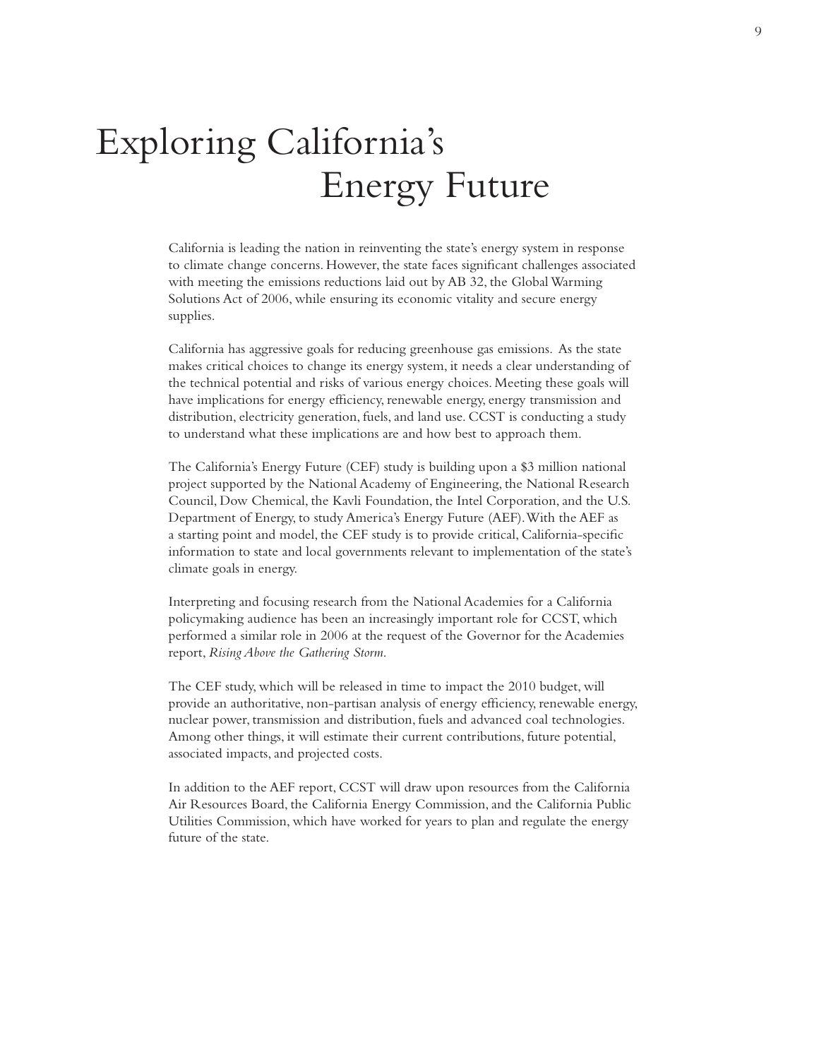# Exploring California's Energy Future

California is leading the nation in reinventing the state's energy system in response to climate change concerns. However, the state faces significant challenges associated with meeting the emissions reductions laid out by AB 32, the Global Warming Solutions Act of 2006, while ensuring its economic vitality and secure energy supplies.

California has aggressive goals for reducing greenhouse gas emissions. As the state makes critical choices to change its energy system, it needs a clear understanding of the technical potential and risks of various energy choices. Meeting these goals will have implications for energy efficiency, renewable energy, energy transmission and distribution, electricity generation, fuels, and land use. CCST is conducting a study to understand what these implications are and how best to approach them.

The California's Energy Future (CEF) study is building upon a $3 million national project supported by the National Academy of Engineering, the National Research Council, Dow Chemical, the Kavli Foundation, the Intel Corporation, and the U.S. Department of Energy, to study America's Energy Future (AEF). With the AEF as a starting point and model, the CEF study is to provide critical, California-specific information to state and local governments relevant to implementation of the state's climate goals in energy.

Interpreting and focusing research from the National Academies for a California policymaking audience has been an increasingly important role for CCST, which performed a similar role in 2006 at the request of the Governor for the Academies report, *Rising Above the Gathering Storm*.

The CEF study, which will be released in time to impact the 2010 budget, will provide an authoritative, non-partisan analysis of energy efficiency, renewable energy, nuclear power, transmission and distribution, fuels and advanced coal technologies. Among other things, it will estimate their current contributions, future potential, associated impacts, and projected costs.

In addition to the AEF report, CCST will draw upon resources from the California Air Resources Board, the California Energy Commission, and the California Public Utilities Commission, which have worked for years to plan and regulate the energy future of the state.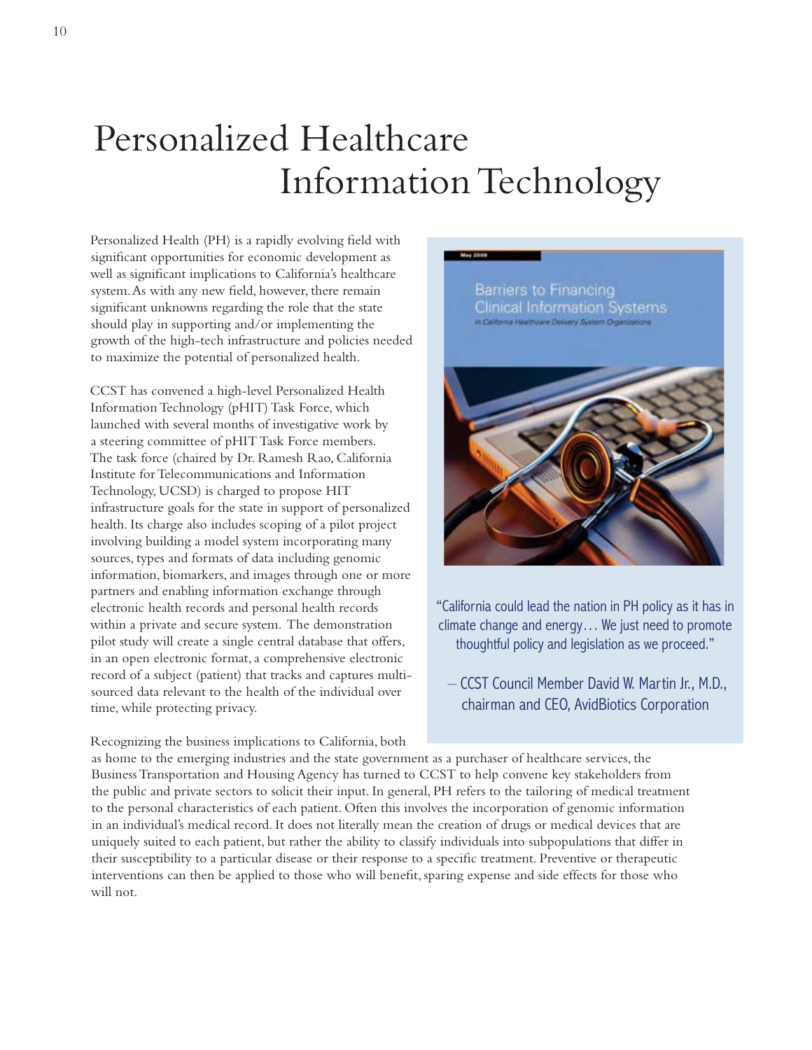# Personalized Healthcare Information Technology

Personalized Health (PH) is a rapidly evolving field with significant opportunities for economic development as well as significant implications to California's healthcare system. As with any new field, however, there remain significant unknowns regarding the role that the state should play in supporting and/or implementing the growth of the high-tech infrastructure and policies needed to maximize the potential of personalized health.

CCST has convened a high-level Personalized Health Information Technology (pHIT) Task Force, which launched with several months of investigative work by a steering committee of pHIT Task Force members. The task force (chaired by Dr. Ramesh Rao, California Institute for Telecommunications and Information Technology, UCSD) is charged to propose HIT infrastructure goals for the state in support of personalized health. Its charge also includes scoping of a pilot project involving building a model system incorporating many sources, types and formats of data including genomic information, biomarkers, and images through one or more partners and enabling information exchange through electronic health records and personal health records within a private and secure system. The demonstration pilot study will create a single central database that offers, in an open electronic format, a comprehensive electronic record of a subject (patient) that tracks and captures multi-sourced data relevant to the health of the individual over time, while protecting privacy.

May 2009

Barriers to Financing Clinical Information Systems

*in California Healthcare Delivery System Organizations*

"California could lead the nation in PH policy as it has in climate change and energy… We just need to promote thoughtful policy and legislation as we proceed."

– CCST Council Member David W. Martin Jr., M.D., chairman and CEO, AvidBiotics Corporation

Recognizing the business implications to California, both as home to the emerging industries and the state government as a purchaser of healthcare services, the Business Transportation and Housing Agency has turned to CCST to help convene key stakeholders from the public and private sectors to solicit their input. In general, PH refers to the tailoring of medical treatment to the personal characteristics of each patient. Often this involves the incorporation of genomic information in an individual's medical record. It does not literally mean the creation of drugs or medical devices that are uniquely suited to each patient, but rather the ability to classify individuals into subpopulations that differ in their susceptibility to a particular disease or their response to a specific treatment. Preventive or therapeutic interventions can then be applied to those who will benefit, sparing expense and side effects for those who will not.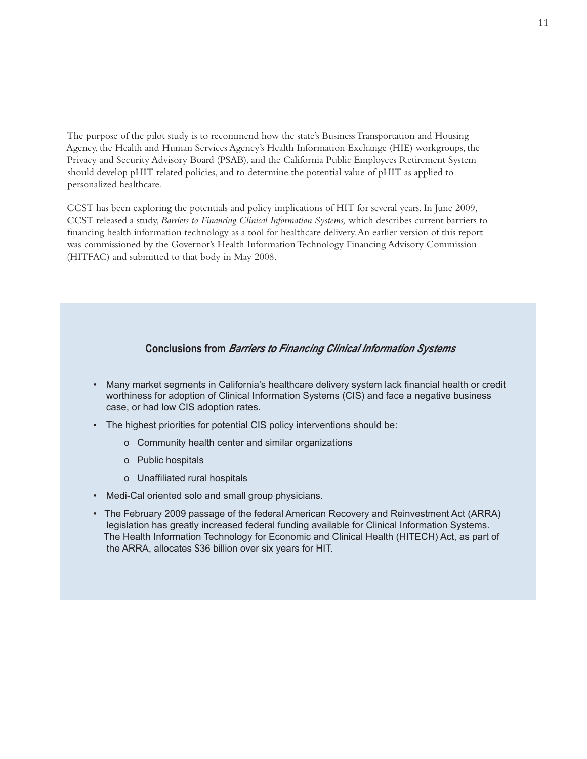The purpose of the pilot study is to recommend how the state's Business Transportation and Housing Agency, the Health and Human Services Agency's Health Information Exchange (HIE) workgroups, the Privacy and Security Advisory Board (PSAB), and the California Public Employees Retirement System should develop pHIT related policies, and to determine the potential value of pHIT as applied to personalized healthcare.

CCST has been exploring the potentials and policy implications of HIT for several years. In June 2009, CCST released a study, *Barriers to Financing Clinical Information Systems,* which describes current barriers to financing health information technology as a tool for healthcare delivery. An earlier version of this report was commissioned by the Governor's Health Information Technology Financing Advisory Commission (HITFAC) and submitted to that body in May 2008.

### Conclusions from *Barriers to Financing Clinical Information Systems*

- Many market segments in California's healthcare delivery system lack financial health or credit worthiness for adoption of Clinical Information Systems (CIS) and face a negative business case, or had low CIS adoption rates.
- The highest priorities for potential CIS policy interventions should be:
    - Community health center and similar organizations
    - Public hospitals
    - Unaffiliated rural hospitals
- Medi-Cal oriented solo and small group physicians.
- The February 2009 passage of the federal American Recovery and Reinvestment Act (ARRA) legislation has greatly increased federal funding available for Clinical Information Systems. The Health Information Technology for Economic and Clinical Health (HITECH) Act, as part of the ARRA, allocates $36 billion over six years for HIT.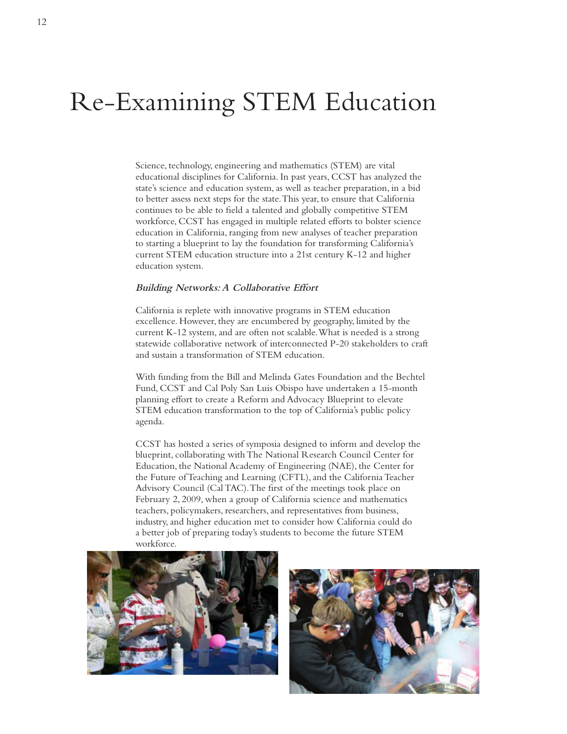# Re-Examining STEM Education

Science, technology, engineering and mathematics (STEM) are vital educational disciplines for California. In past years, CCST has analyzed the state's science and education system, as well as teacher preparation, in a bid to better assess next steps for the state. This year, to ensure that California continues to be able to field a talented and globally competitive STEM workforce, CCST has engaged in multiple related efforts to bolster science education in California, ranging from new analyses of teacher preparation to starting a blueprint to lay the foundation for transforming California's current STEM education structure into a 21st century K-12 and higher education system.

***Building Networks: A Collaborative Effort***

California is replete with innovative programs in STEM education excellence. However, they are encumbered by geography, limited by the current K-12 system, and are often not scalable. What is needed is a strong statewide collaborative network of interconnected P-20 stakeholders to craft and sustain a transformation of STEM education.

With funding from the Bill and Melinda Gates Foundation and the Bechtel Fund, CCST and Cal Poly San Luis Obispo have undertaken a 15-month planning effort to create a Reform and Advocacy Blueprint to elevate STEM education transformation to the top of California's public policy agenda.

CCST has hosted a series of symposia designed to inform and develop the blueprint, collaborating with The National Research Council Center for Education, the National Academy of Engineering (NAE), the Center for the Future of Teaching and Learning (CFTL), and the California Teacher Advisory Council (Cal TAC). The first of the meetings took place on February 2, 2009, when a group of California science and mathematics teachers, policymakers, researchers, and representatives from business, industry, and higher education met to consider how California could do a better job of preparing today's students to become the future STEM workforce.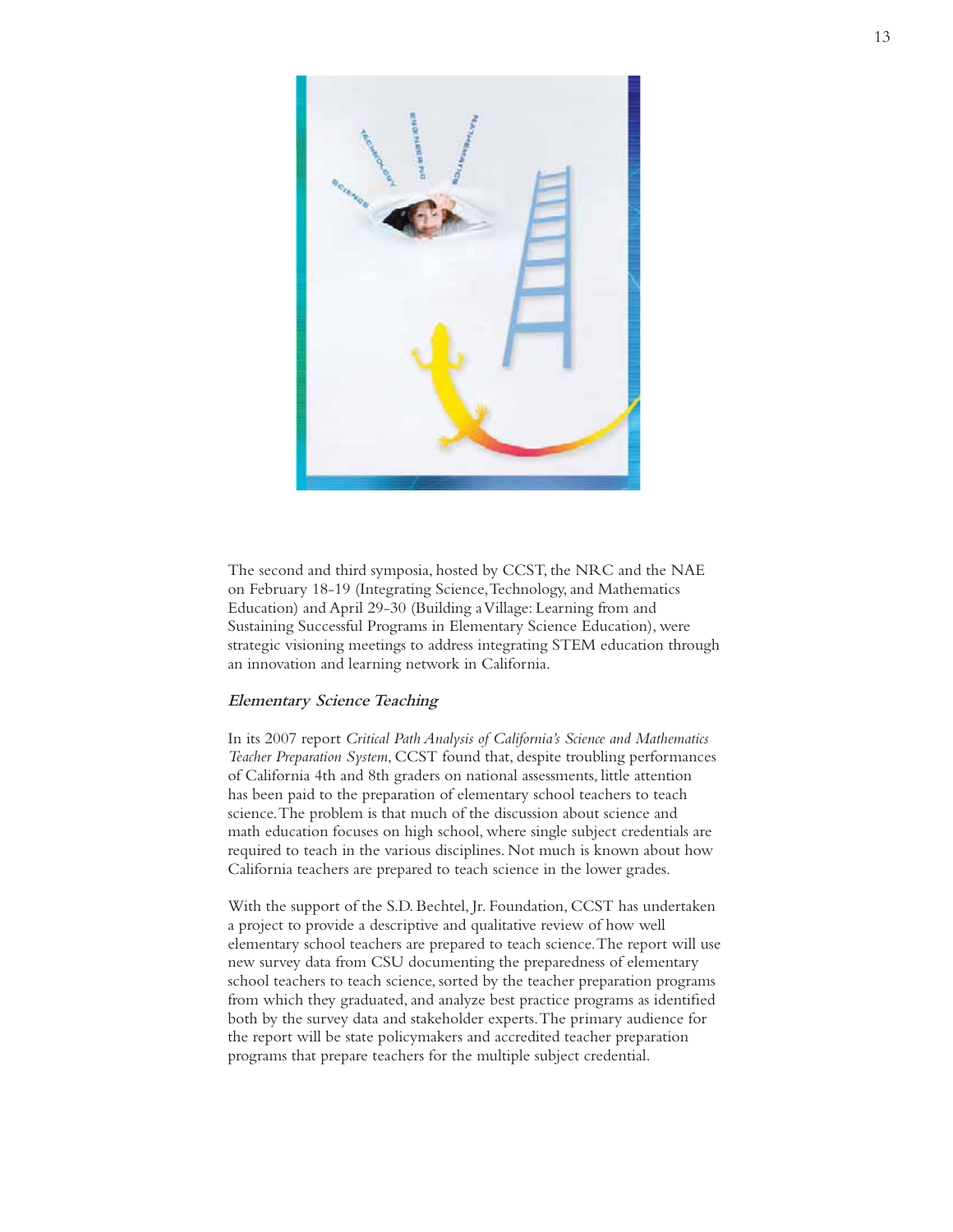The second and third symposia, hosted by CCST, the NRC and the NAE on February 18-19 (Integrating Science, Technology, and Mathematics Education) and April 29-30 (Building a Village: Learning from and Sustaining Successful Programs in Elementary Science Education), were strategic visioning meetings to address integrating STEM education through an innovation and learning network in California.

### *Elementary Science Teaching*

In its 2007 report *Critical Path Analysis of California's Science and Mathematics Teacher Preparation System*, CCST found that, despite troubling performances of California 4th and 8th graders on national assessments, little attention has been paid to the preparation of elementary school teachers to teach science. The problem is that much of the discussion about science and math education focuses on high school, where single subject credentials are required to teach in the various disciplines. Not much is known about how California teachers are prepared to teach science in the lower grades.

With the support of the S.D. Bechtel, Jr. Foundation, CCST has undertaken a project to provide a descriptive and qualitative review of how well elementary school teachers are prepared to teach science. The report will use new survey data from CSU documenting the preparedness of elementary school teachers to teach science, sorted by the teacher preparation programs from which they graduated, and analyze best practice programs as identified both by the survey data and stakeholder experts. The primary audience for the report will be state policymakers and accredited teacher preparation programs that prepare teachers for the multiple subject credential.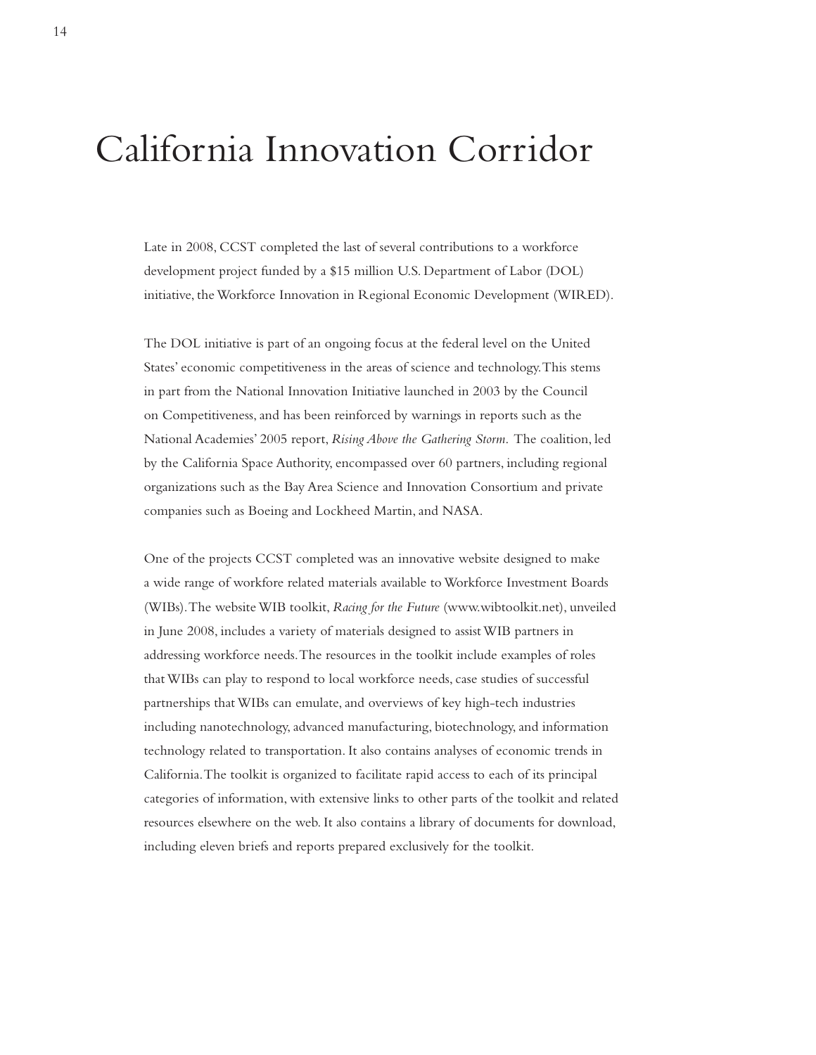# California Innovation Corridor

Late in 2008, CCST completed the last of several contributions to a workforce development project funded by a $15 million U.S. Department of Labor (DOL) initiative, the Workforce Innovation in Regional Economic Development (WIRED).

The DOL initiative is part of an ongoing focus at the federal level on the United States' economic competitiveness in the areas of science and technology. This stems in part from the National Innovation Initiative launched in 2003 by the Council on Competitiveness, and has been reinforced by warnings in reports such as the National Academies' 2005 report, *Rising Above the Gathering Storm.* The coalition, led by the California Space Authority, encompassed over 60 partners, including regional organizations such as the Bay Area Science and Innovation Consortium and private companies such as Boeing and Lockheed Martin, and NASA.

One of the projects CCST completed was an innovative website designed to make a wide range of workfore related materials available to Workforce Investment Boards (WIBs). The website WIB toolkit, *Racing for the Future* (www.wibtoolkit.net), unveiled in June 2008, includes a variety of materials designed to assist WIB partners in addressing workforce needs. The resources in the toolkit include examples of roles that WIBs can play to respond to local workforce needs, case studies of successful partnerships that WIBs can emulate, and overviews of key high-tech industries including nanotechnology, advanced manufacturing, biotechnology, and information technology related to transportation. It also contains analyses of economic trends in California. The toolkit is organized to facilitate rapid access to each of its principal categories of information, with extensive links to other parts of the toolkit and related resources elsewhere on the web. It also contains a library of documents for download, including eleven briefs and reports prepared exclusively for the toolkit.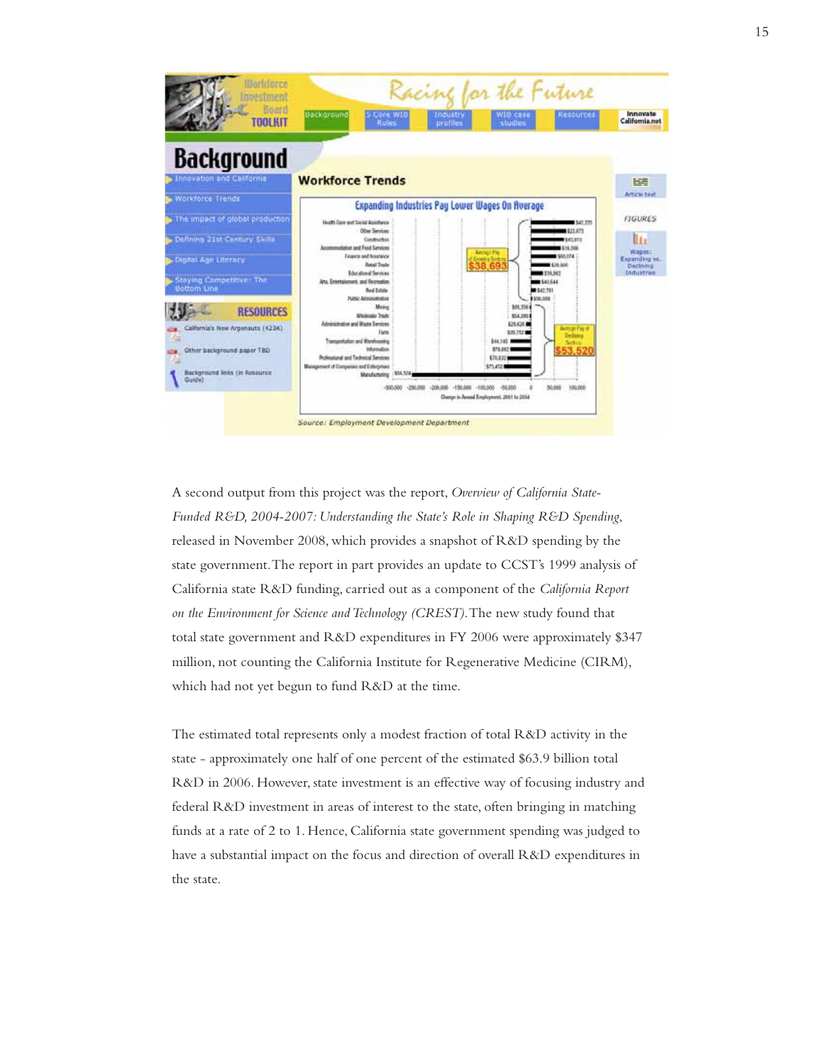A second output from this project was the report, *Overview of California State-Funded R&D, 2004-2007: Understanding the State's Role in Shaping R&D Spending*, released in November 2008, which provides a snapshot of R&D spending by the state government. The report in part provides an update to CCST's 1999 analysis of California state R&D funding, carried out as a component of the *California Report on the Environment for Science and Technology (CREST)*. The new study found that total state government and R&D expenditures in FY 2006 were approximately $347 million, not counting the California Institute for Regenerative Medicine (CIRM), which had not yet begun to fund R&D at the time.

The estimated total represents only a modest fraction of total R&D activity in the state - approximately one half of one percent of the estimated $63.9 billion total R&D in 2006. However, state investment is an effective way of focusing industry and federal R&D investment in areas of interest to the state, often bringing in matching funds at a rate of 2 to 1. Hence, California state government spending was judged to have a substantial impact on the focus and direction of overall R&D expenditures in the state.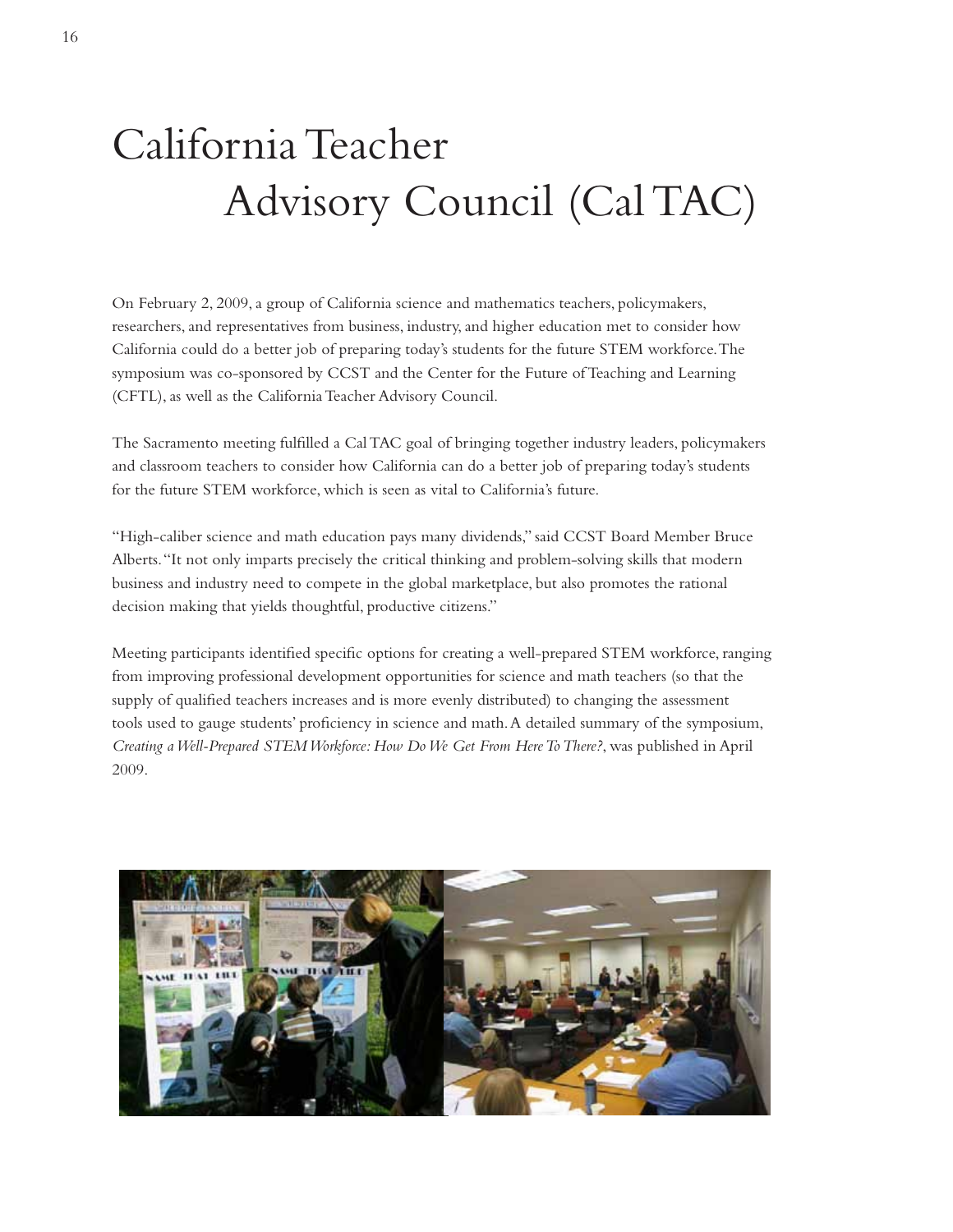# California Teacher Advisory Council (Cal TAC)

On February 2, 2009, a group of California science and mathematics teachers, policymakers, researchers, and representatives from business, industry, and higher education met to consider how California could do a better job of preparing today's students for the future STEM workforce. The symposium was co-sponsored by CCST and the Center for the Future of Teaching and Learning (CFTL), as well as the California Teacher Advisory Council.

The Sacramento meeting fulfilled a Cal TAC goal of bringing together industry leaders, policymakers and classroom teachers to consider how California can do a better job of preparing today's students for the future STEM workforce, which is seen as vital to California's future.

"High-caliber science and math education pays many dividends," said CCST Board Member Bruce Alberts. "It not only imparts precisely the critical thinking and problem-solving skills that modern business and industry need to compete in the global marketplace, but also promotes the rational decision making that yields thoughtful, productive citizens."

Meeting participants identified specific options for creating a well-prepared STEM workforce, ranging from improving professional development opportunities for science and math teachers (so that the supply of qualified teachers increases and is more evenly distributed) to changing the assessment tools used to gauge students' proficiency in science and math. A detailed summary of the symposium, *Creating a Well-Prepared STEM Workforce: How Do We Get From Here To There?*, was published in April 2009.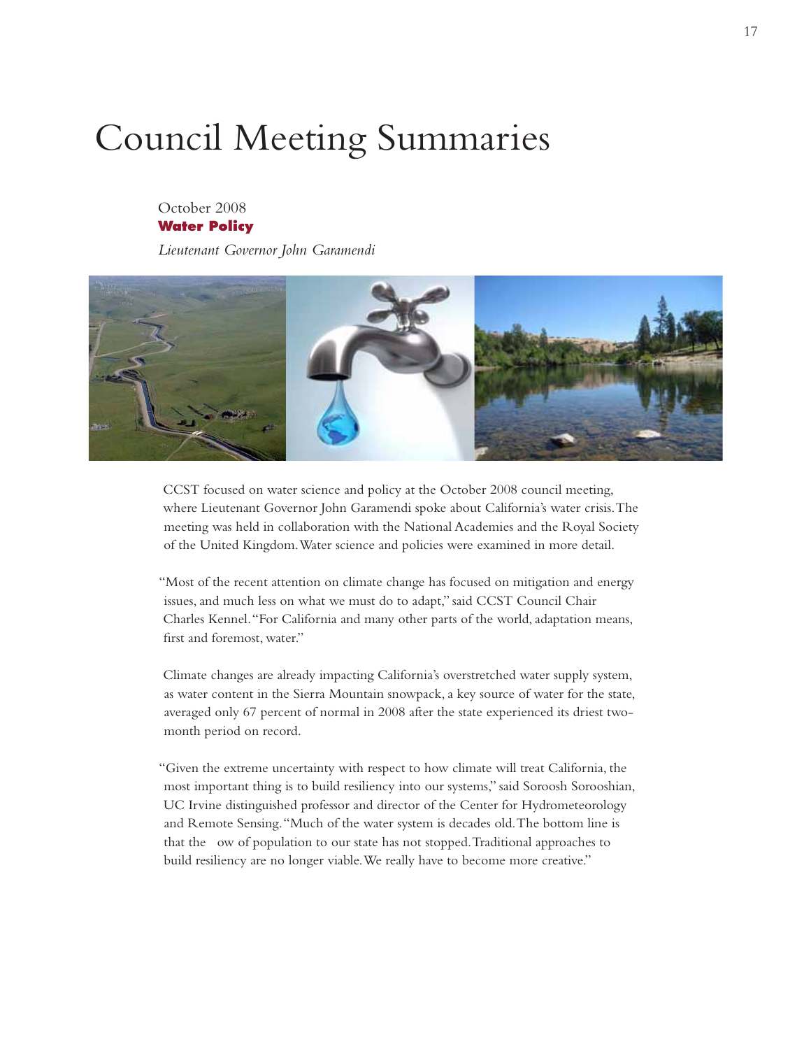# Council Meeting Summaries

October 2008

**Water Policy**

*Lieutenant Governor John Garamendi*

CCST focused on water science and policy at the October 2008 council meeting, where Lieutenant Governor John Garamendi spoke about California's water crisis. The meeting was held in collaboration with the National Academies and the Royal Society of the United Kingdom. Water science and policies were examined in more detail.

"Most of the recent attention on climate change has focused on mitigation and energy issues, and much less on what we must do to adapt," said CCST Council Chair Charles Kennel. "For California and many other parts of the world, adaptation means, first and foremost, water."

Climate changes are already impacting California's overstretched water supply system, as water content in the Sierra Mountain snowpack, a key source of water for the state, averaged only 67 percent of normal in 2008 after the state experienced its driest two-month period on record.

"Given the extreme uncertainty with respect to how climate will treat California, the most important thing is to build resiliency into our systems," said Soroosh Sorooshian, UC Irvine distinguished professor and director of the Center for Hydrometeorology and Remote Sensing. "Much of the water system is decades old. The bottom line is that the ow of population to our state has not stopped. Traditional approaches to build resiliency are no longer viable. We really have to become more creative."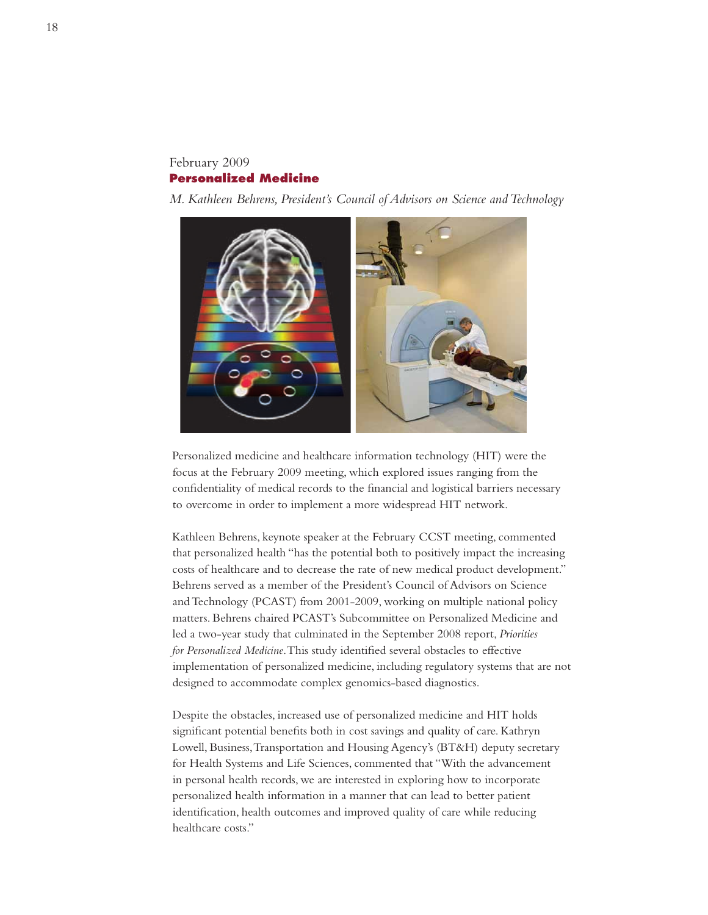February 2009

## Personalized Medicine

*M. Kathleen Behrens, President's Council of Advisors on Science and Technology*

Personalized medicine and healthcare information technology (HIT) were the focus at the February 2009 meeting, which explored issues ranging from the confidentiality of medical records to the financial and logistical barriers necessary to overcome in order to implement a more widespread HIT network.

Kathleen Behrens, keynote speaker at the February CCST meeting, commented that personalized health "has the potential both to positively impact the increasing costs of healthcare and to decrease the rate of new medical product development." Behrens served as a member of the President's Council of Advisors on Science and Technology (PCAST) from 2001-2009, working on multiple national policy matters. Behrens chaired PCAST's Subcommittee on Personalized Medicine and led a two-year study that culminated in the September 2008 report, *Priorities for Personalized Medicine*. This study identified several obstacles to effective implementation of personalized medicine, including regulatory systems that are not designed to accommodate complex genomics-based diagnostics.

Despite the obstacles, increased use of personalized medicine and HIT holds significant potential benefits both in cost savings and quality of care. Kathryn Lowell, Business, Transportation and Housing Agency's (BT&H) deputy secretary for Health Systems and Life Sciences, commented that "With the advancement in personal health records, we are interested in exploring how to incorporate personalized health information in a manner that can lead to better patient identification, health outcomes and improved quality of care while reducing healthcare costs."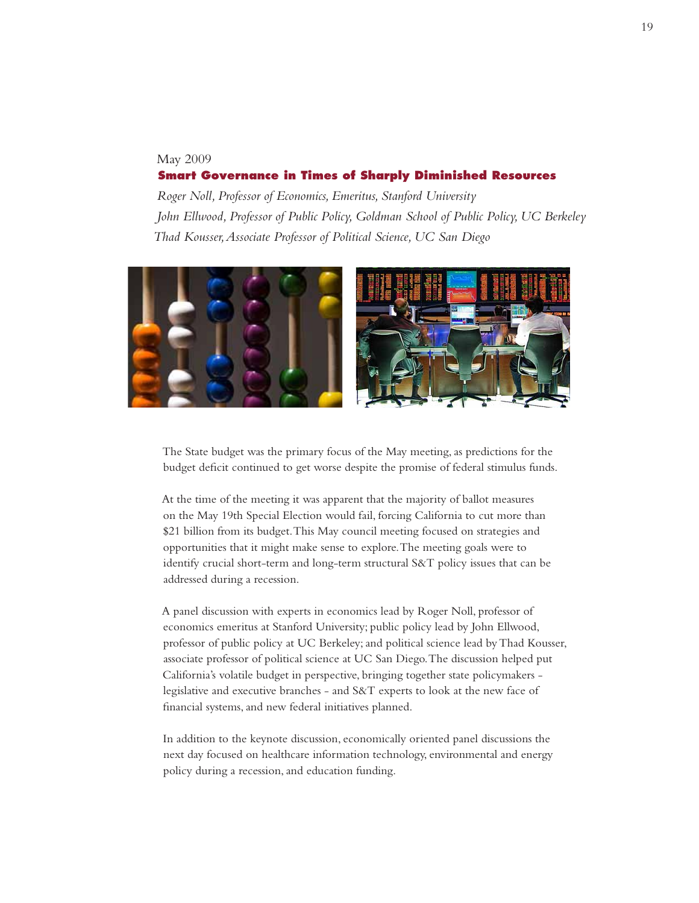May 2009

## Smart Governance in Times of Sharply Diminished Resources

*Roger Noll, Professor of Economics, Emeritus, Stanford University*

*John Ellwood, Professor of Public Policy, Goldman School of Public Policy, UC Berkeley*

*Thad Kousser, Associate Professor of Political Science, UC San Diego*

The State budget was the primary focus of the May meeting, as predictions for the budget deficit continued to get worse despite the promise of federal stimulus funds.

At the time of the meeting it was apparent that the majority of ballot measures on the May 19th Special Election would fail, forcing California to cut more than $21 billion from its budget. This May council meeting focused on strategies and opportunities that it might make sense to explore. The meeting goals were to identify crucial short-term and long-term structural S&T policy issues that can be addressed during a recession.

A panel discussion with experts in economics lead by Roger Noll, professor of economics emeritus at Stanford University; public policy lead by John Ellwood, professor of public policy at UC Berkeley; and political science lead by Thad Kousser, associate professor of political science at UC San Diego. The discussion helped put California's volatile budget in perspective, bringing together state policymakers - legislative and executive branches - and S&T experts to look at the new face of financial systems, and new federal initiatives planned.

In addition to the keynote discussion, economically oriented panel discussions the next day focused on healthcare information technology, environmental and energy policy during a recession, and education funding.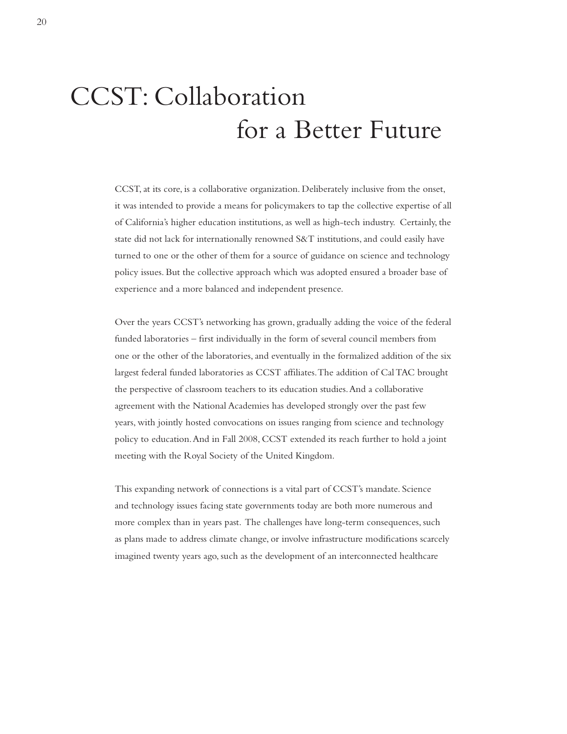# CCST: Collaboration for a Better Future

CCST, at its core, is a collaborative organization. Deliberately inclusive from the onset, it was intended to provide a means for policymakers to tap the collective expertise of all of California's higher education institutions, as well as high-tech industry. Certainly, the state did not lack for internationally renowned S&T institutions, and could easily have turned to one or the other of them for a source of guidance on science and technology policy issues. But the collective approach which was adopted ensured a broader base of experience and a more balanced and independent presence.

Over the years CCST's networking has grown, gradually adding the voice of the federal funded laboratories – first individually in the form of several council members from one or the other of the laboratories, and eventually in the formalized addition of the six largest federal funded laboratories as CCST affiliates. The addition of Cal TAC brought the perspective of classroom teachers to its education studies. And a collaborative agreement with the National Academies has developed strongly over the past few years, with jointly hosted convocations on issues ranging from science and technology policy to education. And in Fall 2008, CCST extended its reach further to hold a joint meeting with the Royal Society of the United Kingdom.

This expanding network of connections is a vital part of CCST's mandate. Science and technology issues facing state governments today are both more numerous and more complex than in years past. The challenges have long-term consequences, such as plans made to address climate change, or involve infrastructure modifications scarcely imagined twenty years ago, such as the development of an interconnected healthcare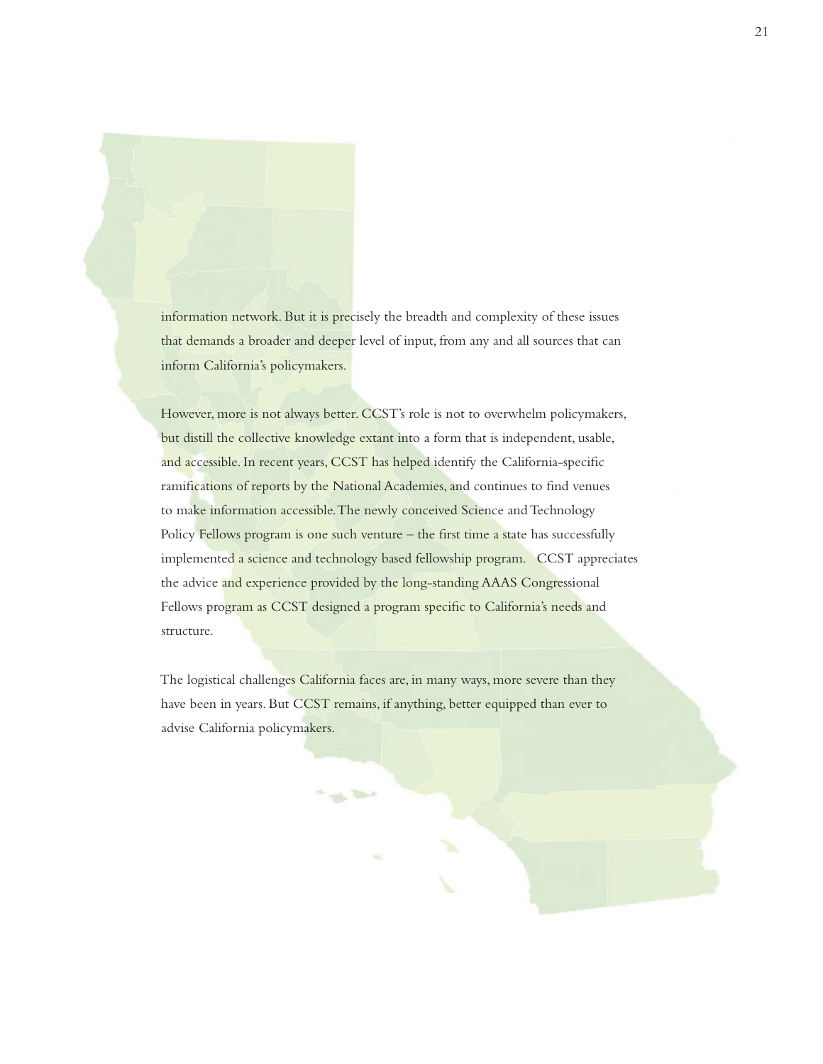information network. But it is precisely the breadth and complexity of these issues that demands a broader and deeper level of input, from any and all sources that can inform California's policymakers.

However, more is not always better. CCST's role is not to overwhelm policymakers, but distill the collective knowledge extant into a form that is independent, usable, and accessible. In recent years, CCST has helped identify the California-specific ramifications of reports by the National Academies, and continues to find venues to make information accessible. The newly conceived Science and Technology Policy Fellows program is one such venture – the first time a state has successfully implemented a science and technology based fellowship program. CCST appreciates the advice and experience provided by the long-standing AAAS Congressional Fellows program as CCST designed a program specific to California's needs and structure.

The logistical challenges California faces are, in many ways, more severe than they have been in years. But CCST remains, if anything, better equipped than ever to advise California policymakers.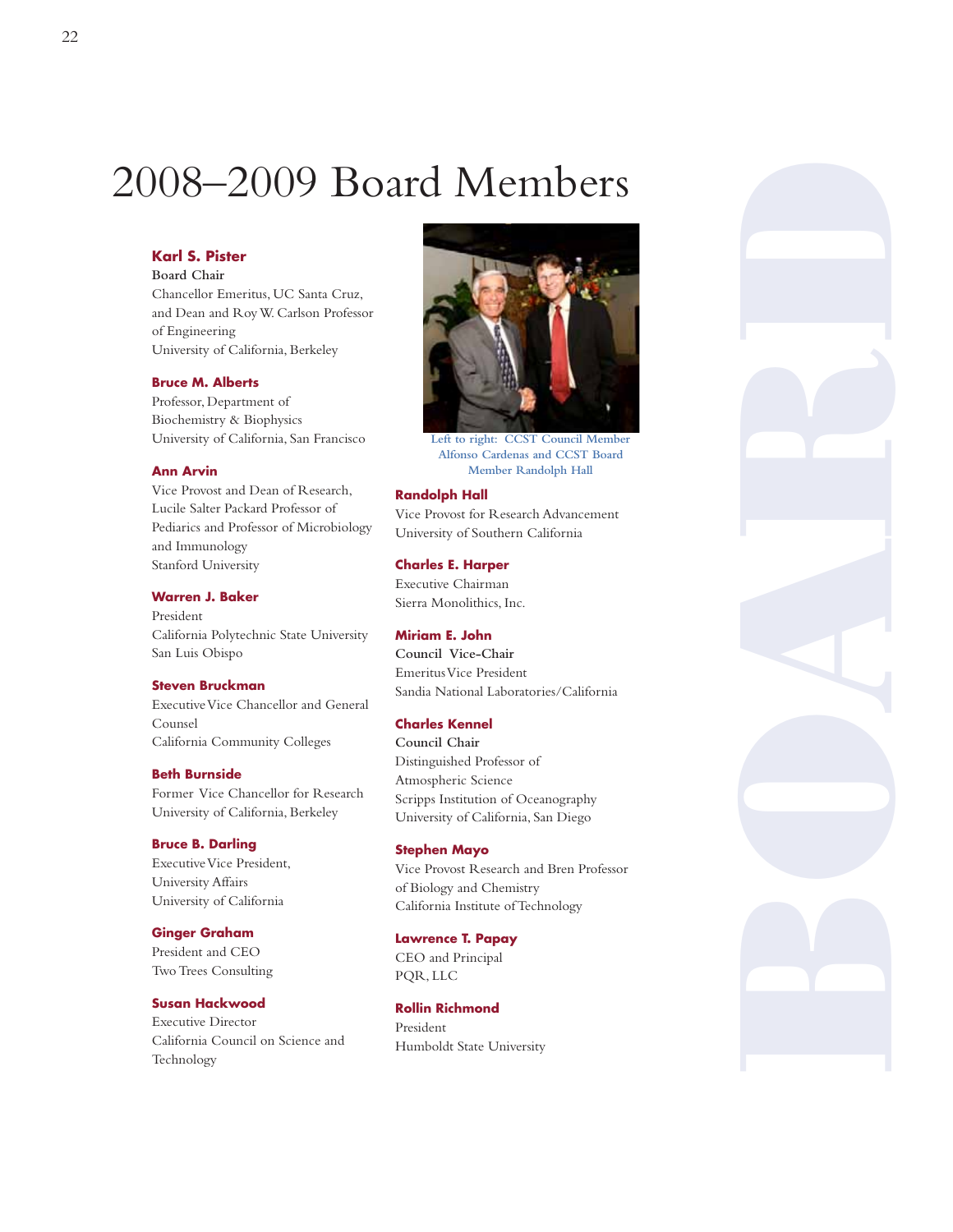# 2008–2009 Board Members

**Karl S. Pister**
**Board Chair**
Chancellor Emeritus, UC Santa Cruz, and Dean and Roy W. Carlson Professor of Engineering
University of California, Berkeley

**Bruce M. Alberts**
Professor, Department of Biochemistry & Biophysics
University of California, San Francisco

**Ann Arvin**
Vice Provost and Dean of Research, Lucile Salter Packard Professor of Pediarics and Professor of Microbiology and Immunology
Stanford University

**Warren J. Baker**
President
California Polytechnic State University San Luis Obispo

**Steven Bruckman**
Executive Vice Chancellor and General Counsel
California Community Colleges

**Beth Burnside**
Former Vice Chancellor for Research
University of California, Berkeley

**Bruce B. Darling**
Executive Vice President, University Affairs
University of California

**Ginger Graham**
President and CEO
Two Trees Consulting

**Susan Hackwood**
Executive Director
California Council on Science and Technology

Left to right: CCST Council Member Alfonso Cardenas and CCST Board Member Randolph Hall

**Randolph Hall**
Vice Provost for Research Advancement
University of Southern California

**Charles E. Harper**
Executive Chairman
Sierra Monolithics, Inc.

**Miriam E. John**
**Council Vice-Chair**
Emeritus Vice President
Sandia National Laboratories/California

**Charles Kennel**
**Council Chair**
Distinguished Professor of Atmospheric Science
Scripps Institution of Oceanography
University of California, San Diego

**Stephen Mayo**
Vice Provost Research and Bren Professor of Biology and Chemistry
California Institute of Technology

**Lawrence T. Papay**
CEO and Principal
PQR, LLC

**Rollin Richmond**
President
Humboldt State University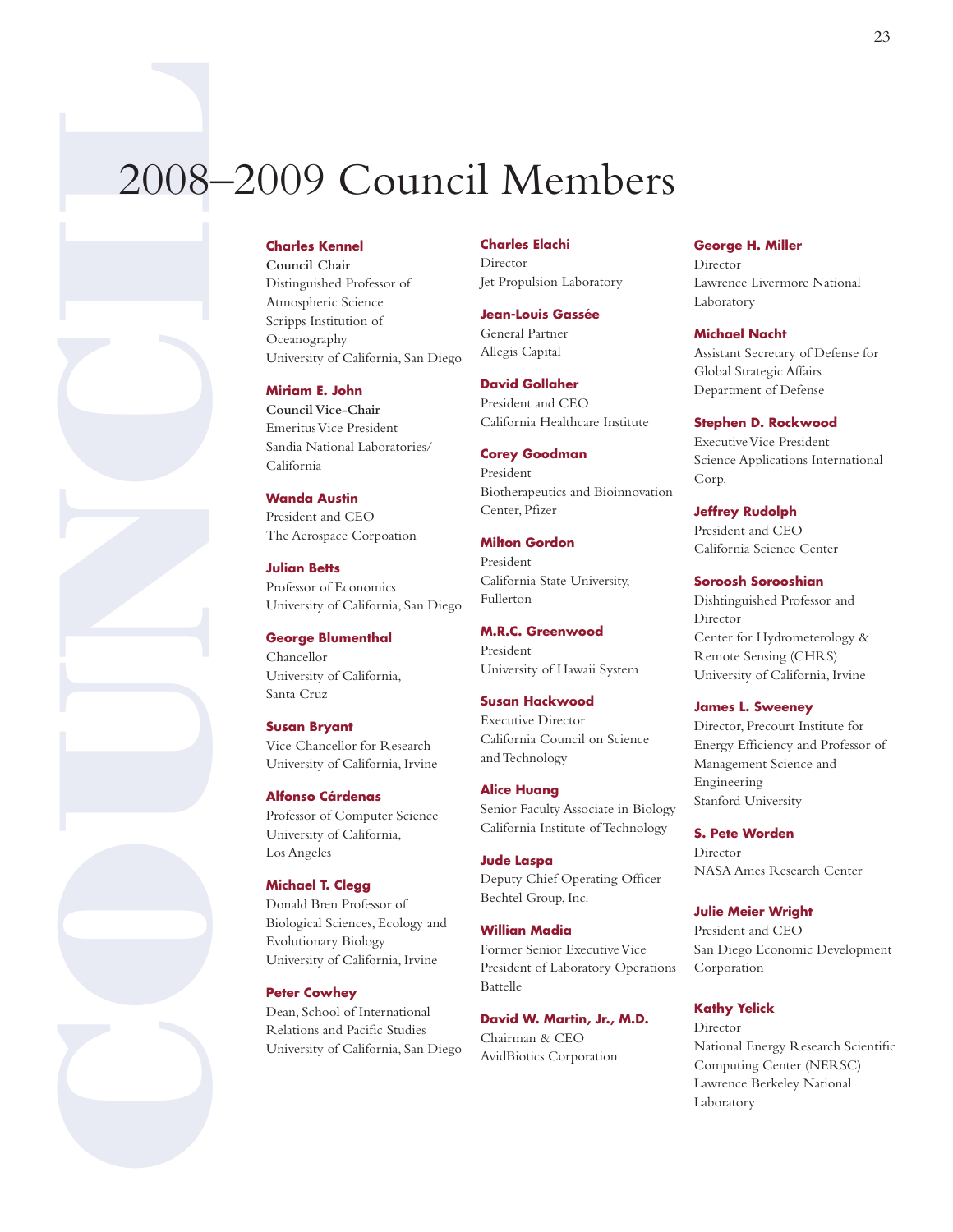# 2008–2009 Council Members

**Charles Kennel**
**Council Chair**
Distinguished Professor of Atmospheric Science
Scripps Institution of Oceanography
University of California, San Diego

**Miriam E. John**
**Council Vice-Chair**
Emeritus Vice President
Sandia National Laboratories/California

**Wanda Austin**
President and CEO
The Aerospace Corpoation

**Julian Betts**
Professor of Economics
University of California, San Diego

**George Blumenthal**
Chancellor
University of California, Santa Cruz

**Susan Bryant**
Vice Chancellor for Research
University of California, Irvine

**Alfonso Cárdenas**
Professor of Computer Science
University of California, Los Angeles

**Michael T. Clegg**
Donald Bren Professor of Biological Sciences, Ecology and Evolutionary Biology
University of California, Irvine

**Peter Cowhey**
Dean, School of International Relations and Pacific Studies
University of California, San Diego

**Charles Elachi**
Director
Jet Propulsion Laboratory

**Jean-Louis Gassée**
General Partner
Allegis Capital

**David Gollaher**
President and CEO
California Healthcare Institute

**Corey Goodman**
President
Biotherapeutics and Bioinnovation Center, Pfizer

**Milton Gordon**
President
California State University, Fullerton

**M.R.C. Greenwood**
President
University of Hawaii System

**Susan Hackwood**
Executive Director
California Council on Science and Technology

**Alice Huang**
Senior Faculty Associate in Biology
California Institute of Technology

**Jude Laspa**
Deputy Chief Operating Officer
Bechtel Group, Inc.

**Willian Madia**
Former Senior Executive Vice President of Laboratory Operations
Battelle

**David W. Martin, Jr., M.D.**
Chairman & CEO
AvidBiotics Corporation

**George H. Miller**
Director
Lawrence Livermore National Laboratory

**Michael Nacht**
Assistant Secretary of Defense for Global Strategic Affairs
Department of Defense

**Stephen D. Rockwood**
Executive Vice President
Science Applications International Corp.

**Jeffrey Rudolph**
President and CEO
California Science Center

**Soroosh Sorooshian**
Dishtinguished Professor and Director
Center for Hydrometerology & Remote Sensing (CHRS)
University of California, Irvine

**James L. Sweeney**
Director, Precourt Institute for Energy Efficiency and Professor of Management Science and Engineering
Stanford University

**S. Pete Worden**
Director
NASA Ames Research Center

**Julie Meier Wright**
President and CEO
San Diego Economic Development Corporation

**Kathy Yelick**
Director
National Energy Research Scientific Computing Center (NERSC)
Lawrence Berkeley National Laboratory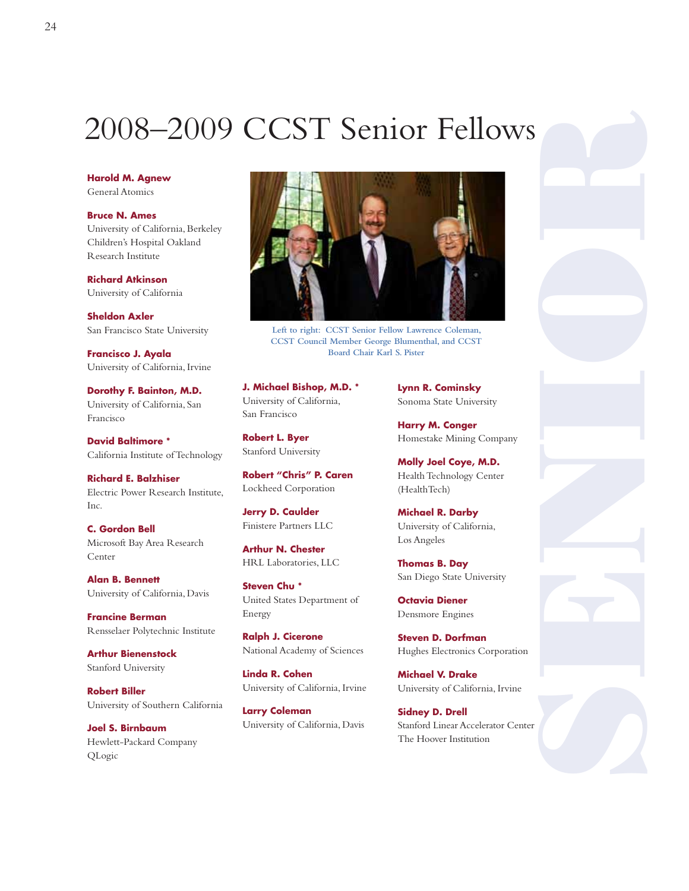# 2008–2009 CCST Senior Fellows

Left to right: CCST Senior Fellow Lawrence Coleman, CCST Council Member George Blumenthal, and CCST Board Chair Karl S. Pister

**Harold M. Agnew**
General Atomics

**Bruce N. Ames**
University of California, Berkeley
Children's Hospital Oakland Research Institute

**Richard Atkinson**
University of California

**Sheldon Axler**
San Francisco State University

**Francisco J. Ayala**
University of California, Irvine

**Dorothy F. Bainton, M.D.**
University of California, San Francisco

**David Baltimore ***
California Institute of Technology

**Richard E. Balzhiser**
Electric Power Research Institute, Inc.

**C. Gordon Bell**
Microsoft Bay Area Research Center

**Alan B. Bennett**
University of California, Davis

**Francine Berman**
Rensselaer Polytechnic Institute

**Arthur Bienenstock**
Stanford University

**Robert Biller**
University of Southern California

**Joel S. Birnbaum**
Hewlett-Packard Company
QLogic

**J. Michael Bishop, M.D. ***
University of California, San Francisco

**Robert L. Byer**
Stanford University

**Robert "Chris" P. Caren**
Lockheed Corporation

**Jerry D. Caulder**
Finistere Partners LLC

**Arthur N. Chester**
HRL Laboratories, LLC

**Steven Chu ***
United States Department of Energy

**Ralph J. Cicerone**
National Academy of Sciences

**Linda R. Cohen**
University of California, Irvine

**Larry Coleman**
University of California, Davis

**Lynn R. Cominsky**
Sonoma State University

**Harry M. Conger**
Homestake Mining Company

**Molly Joel Coye, M.D.**
Health Technology Center (HealthTech)

**Michael R. Darby**
University of California, Los Angeles

**Thomas B. Day**
San Diego State University

**Octavia Diener**
Densmore Engines

**Steven D. Dorfman**
Hughes Electronics Corporation

**Michael V. Drake**
University of California, Irvine

**Sidney D. Drell**
Stanford Linear Accelerator Center
The Hoover Institution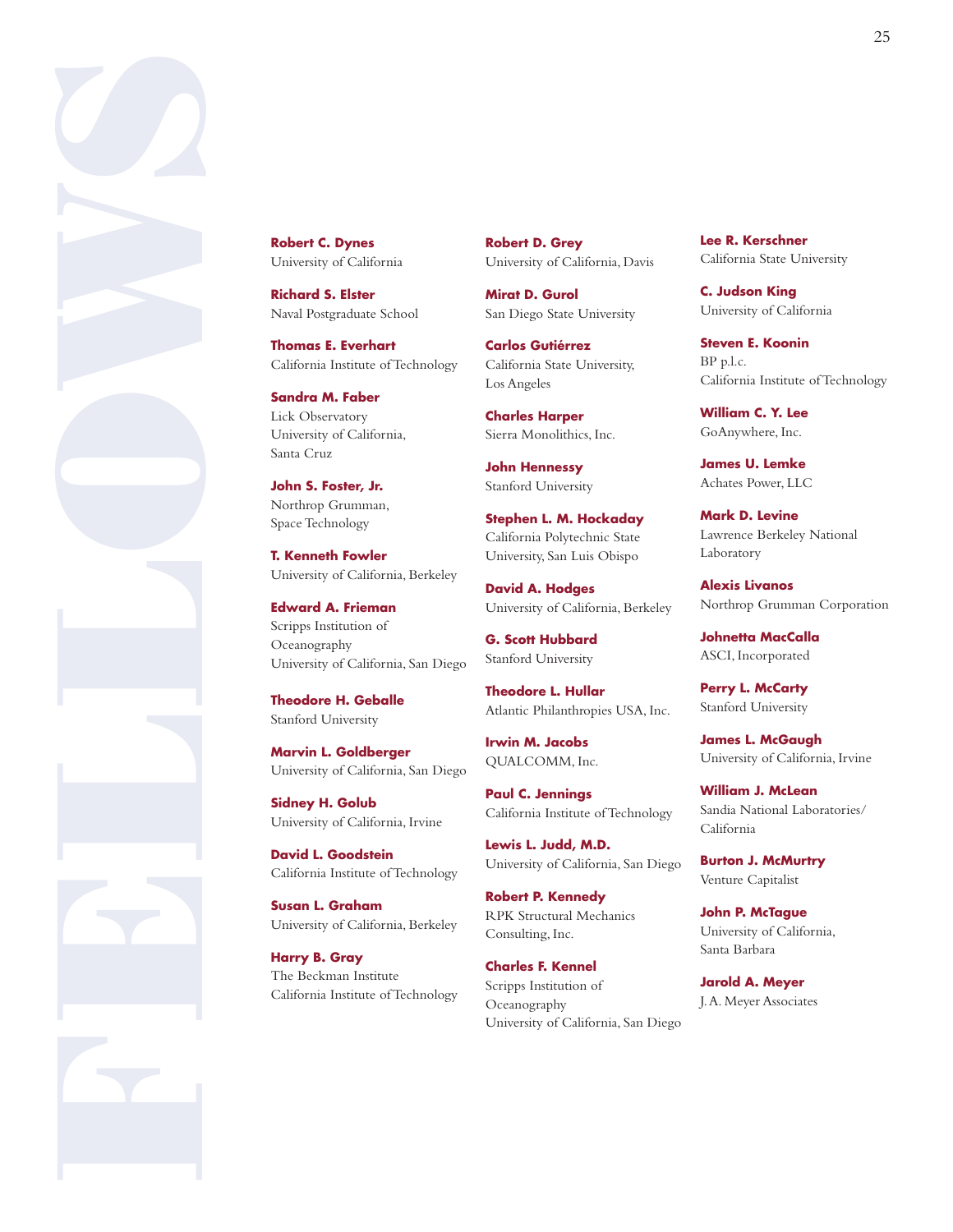# FELLOWS

**Robert C. Dynes**
University of California

**Richard S. Elster**
Naval Postgraduate School

**Thomas E. Everhart**
California Institute of Technology

**Sandra M. Faber**
Lick Observatory
University of California, Santa Cruz

**John S. Foster, Jr.**
Northrop Grumman, Space Technology

**T. Kenneth Fowler**
University of California, Berkeley

**Edward A. Frieman**
Scripps Institution of Oceanography
University of California, San Diego

**Theodore H. Geballe**
Stanford University

**Marvin L. Goldberger**
University of California, San Diego

**Sidney H. Golub**
University of California, Irvine

**David L. Goodstein**
California Institute of Technology

**Susan L. Graham**
University of California, Berkeley

**Harry B. Gray**
The Beckman Institute
California Institute of Technology

**Robert D. Grey**
University of California, Davis

**Mirat D. Gurol**
San Diego State University

**Carlos Gutiérrez**
California State University, Los Angeles

**Charles Harper**
Sierra Monolithics, Inc.

**John Hennessy**
Stanford University

**Stephen L. M. Hockaday**
California Polytechnic State University, San Luis Obispo

**David A. Hodges**
University of California, Berkeley

**G. Scott Hubbard**
Stanford University

**Theodore L. Hullar**
Atlantic Philanthropies USA, Inc.

**Irwin M. Jacobs**
QUALCOMM, Inc.

**Paul C. Jennings**
California Institute of Technology

**Lewis L. Judd, M.D.**
University of California, San Diego

**Robert P. Kennedy**
RPK Structural Mechanics Consulting, Inc.

**Charles F. Kennel**
Scripps Institution of Oceanography
University of California, San Diego

**Lee R. Kerschner**
California State University

**C. Judson King**
University of California

**Steven E. Koonin**
BP p.l.c.
California Institute of Technology

**William C. Y. Lee**
GoAnywhere, Inc.

**James U. Lemke**
Achates Power, LLC

**Mark D. Levine**
Lawrence Berkeley National Laboratory

**Alexis Livanos**
Northrop Grumman Corporation

**Johnetta MacCalla**
ASCI, Incorporated

**Perry L. McCarty**
Stanford University

**James L. McGaugh**
University of California, Irvine

**William J. McLean**
Sandia National Laboratories/California

**Burton J. McMurtry**
Venture Capitalist

**John P. McTague**
University of California, Santa Barbara

**Jarold A. Meyer**
J. A. Meyer Associates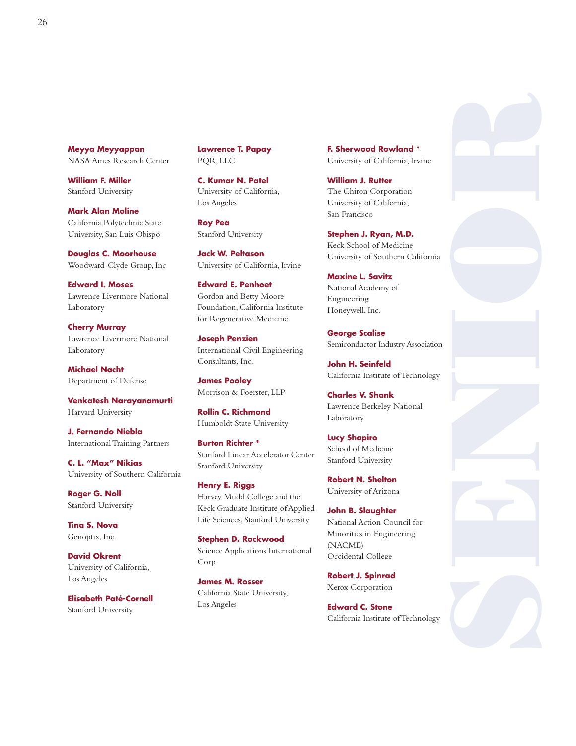**Meyya Meyyappan**
NASA Ames Research Center

**William F. Miller**
Stanford University

**Mark Alan Moline**
California Polytechnic State University, San Luis Obispo

**Douglas C. Moorhouse**
Woodward-Clyde Group, Inc

**Edward I. Moses**
Lawrence Livermore National Laboratory

**Cherry Murray**
Lawrence Livermore National Laboratory

**Michael Nacht**
Department of Defense

**Venkatesh Narayanamurti**
Harvard University

**J. Fernando Niebla**
International Training Partners

**C. L. "Max" Nikias**
University of Southern California

**Roger G. Noll**
Stanford University

**Tina S. Nova**
Genoptix, Inc.

**David Okrent**
University of California, Los Angeles

**Elisabeth Paté-Cornell**
Stanford University

**Lawrence T. Papay**
PQR, LLC

**C. Kumar N. Patel**
University of California, Los Angeles

**Roy Pea**
Stanford University

**Jack W. Peltason**
University of California, Irvine

**Edward E. Penhoet**
Gordon and Betty Moore Foundation, California Institute for Regenerative Medicine

**Joseph Penzien**
International Civil Engineering Consultants, Inc.

**James Pooley**
Morrison & Foerster, LLP

**Rollin C. Richmond**
Humboldt State University

**Burton Richter** *
Stanford Linear Accelerator Center
Stanford University

**Henry E. Riggs**
Harvey Mudd College and the Keck Graduate Institute of Applied Life Sciences, Stanford University

**Stephen D. Rockwood**
Science Applications International Corp.

**James M. Rosser**
California State University, Los Angeles

**F. Sherwood Rowland** *
University of California, Irvine

**William J. Rutter**
The Chiron Corporation
University of California, San Francisco

**Stephen J. Ryan, M.D.**
Keck School of Medicine
University of Southern California

**Maxine L. Savitz**
National Academy of Engineering
Honeywell, Inc.

**George Scalise**
Semiconductor Industry Association

**John H. Seinfeld**
California Institute of Technology

**Charles V. Shank**
Lawrence Berkeley National Laboratory

**Lucy Shapiro**
School of Medicine
Stanford University

**Robert N. Shelton**
University of Arizona

**John B. Slaughter**
National Action Council for Minorities in Engineering (NACME)
Occidental College

**Robert J. Spinrad**
Xerox Corporation

**Edward C. Stone**
California Institute of Technology

SENIOR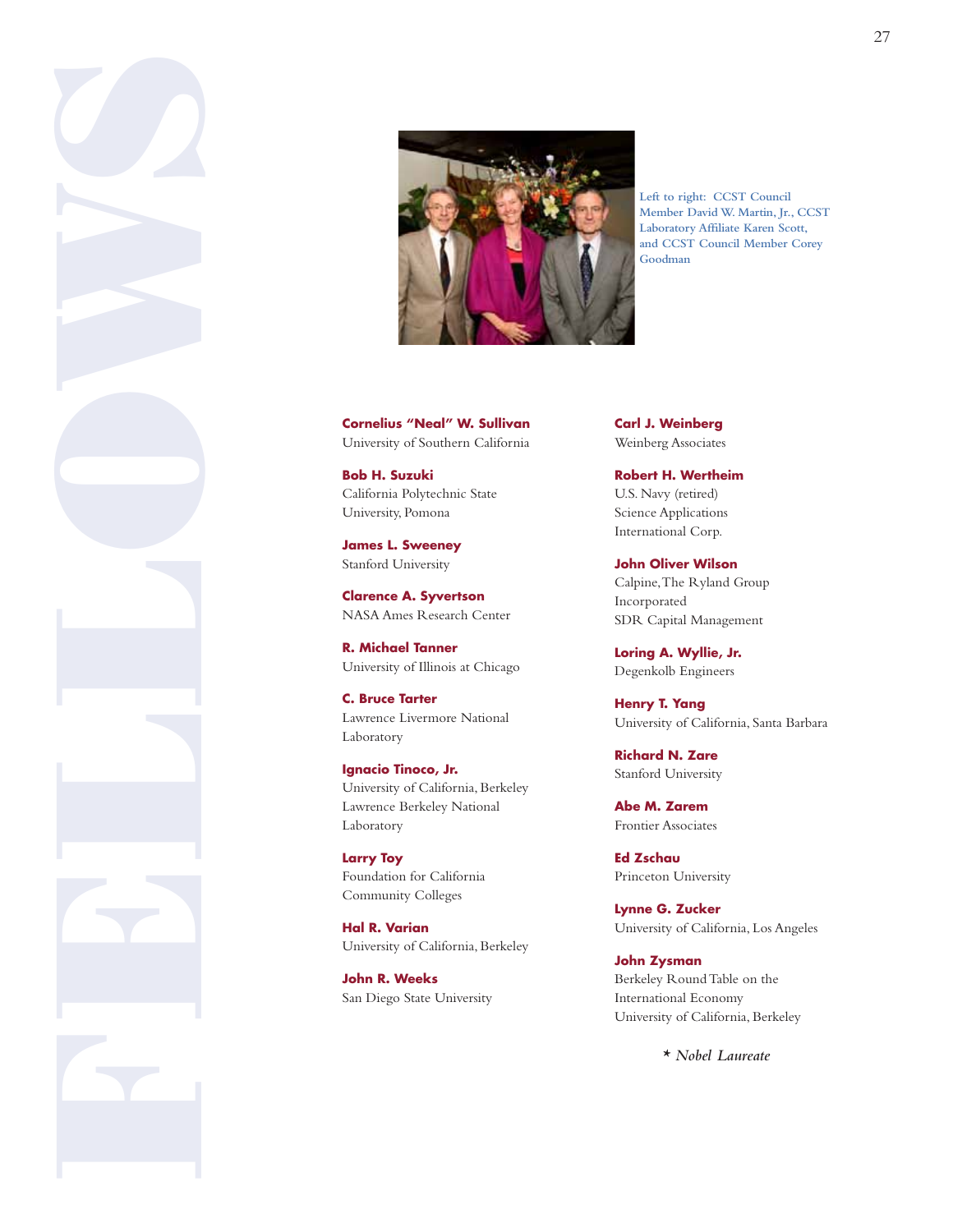# FELLOWS

Left to right: CCST Council Member David W. Martin, Jr., CCST Laboratory Affiliate Karen Scott, and CCST Council Member Corey Goodman

**Cornelius "Neal" W. Sullivan**
University of Southern California

**Bob H. Suzuki**
California Polytechnic State University, Pomona

**James L. Sweeney**
Stanford University

**Clarence A. Syvertson**
NASA Ames Research Center

**R. Michael Tanner**
University of Illinois at Chicago

**C. Bruce Tarter**
Lawrence Livermore National Laboratory

**Ignacio Tinoco, Jr.**
University of California, Berkeley
Lawrence Berkeley National Laboratory

**Larry Toy**
Foundation for California Community Colleges

**Hal R. Varian**
University of California, Berkeley

**John R. Weeks**
San Diego State University

**Carl J. Weinberg**
Weinberg Associates

**Robert H. Wertheim**
U.S. Navy (retired)
Science Applications International Corp.

**John Oliver Wilson**
Calpine, The Ryland Group Incorporated
SDR Capital Management

**Loring A. Wyllie, Jr.**
Degenkolb Engineers

**Henry T. Yang**
University of California, Santa Barbara

**Richard N. Zare**
Stanford University

**Abe M. Zarem**
Frontier Associates

**Ed Zschau**
Princeton University

**Lynne G. Zucker**
University of California, Los Angeles

**John Zysman**
Berkeley Round Table on the International Economy
University of California, Berkeley

* *Nobel Laureate*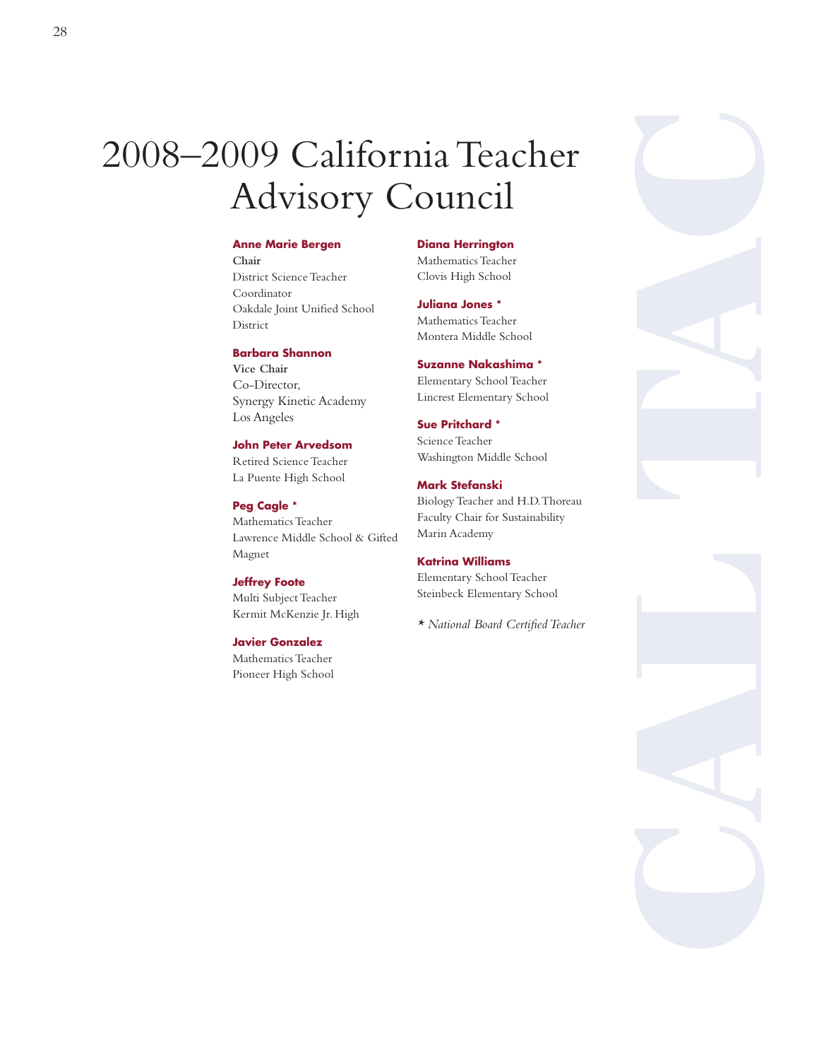# 2008–2009 California Teacher Advisory Council

**Anne Marie Bergen**
**Chair**
District Science Teacher Coordinator
Oakdale Joint Unified School District

**Barbara Shannon**
**Vice Chair**
Co-Director,
Synergy Kinetic Academy
Los Angeles

**John Peter Arvedsom**
Retired Science Teacher
La Puente High School

**Peg Cagle ***
Mathematics Teacher
Lawrence Middle School & Gifted Magnet

**Jeffrey Foote**
Multi Subject Teacher
Kermit McKenzie Jr. High

**Javier Gonzalez**
Mathematics Teacher
Pioneer High School

**Diana Herrington**
Mathematics Teacher
Clovis High School

**Juliana Jones ***
Mathematics Teacher
Montera Middle School

**Suzanne Nakashima ***
Elementary School Teacher
Lincrest Elementary School

**Sue Pritchard ***
Science Teacher
Washington Middle School

**Mark Stefanski**
Biology Teacher and H.D. Thoreau Faculty Chair for Sustainability
Marin Academy

**Katrina Williams**
Elementary School Teacher
Steinbeck Elementary School

* *National Board Certified Teacher*

CALTAC